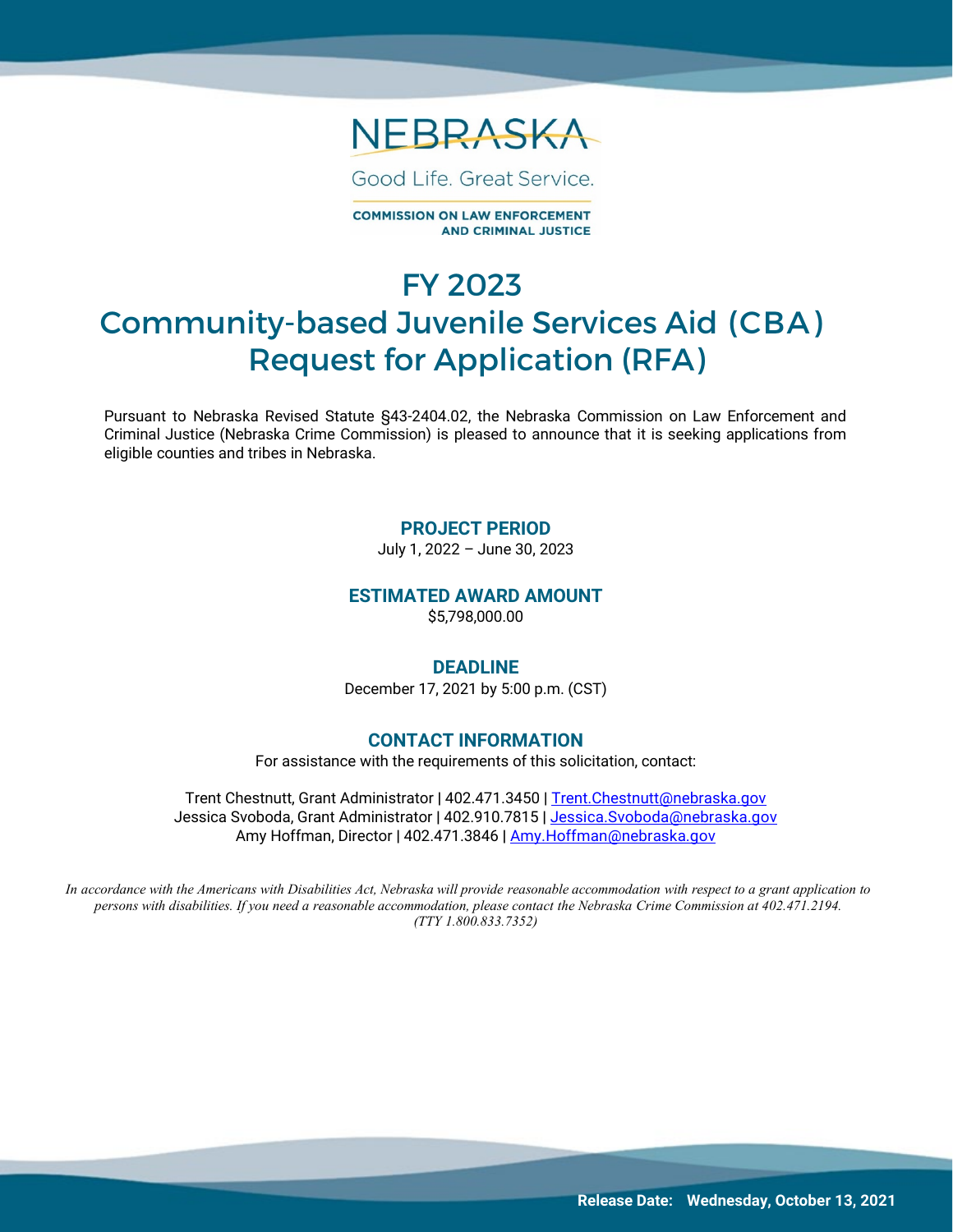NEBRASKA

Good Life. Great Service.

COMMISSION ON LAW ENFORCEMENT AND CRIMINAL JUSTICE

# FY 2023 Community-based Juvenile Services Aid (CBA) Request for Application (RFA)

Pursuant to Nebraska Revised Statute §43-2404.02, the Nebraska Commission on Law Enforcement and Criminal Justice (Nebraska Crime Commission) is pleased to announce that it is seeking applications from eligible counties and tribes in Nebraska.

### PROJECT PERIOD

July 1, 2022 – June 30, 2023

### ESTIMATED AWARD AMOUNT

$5,798,000.00

### DEADLINE

December 17, 2021 by 5:00 p.m. (CST)

### CONTACT INFORMATION

For assistance with the requirements of this solicitation, contact:

Trent Chestnutt, Grant Administrator | 402.471.3450 | Trent.Chestnutt@nebraska.gov
Jessica Svoboda, Grant Administrator | 402.910.7815 | Jessica.Svoboda@nebraska.gov
Amy Hoffman, Director | 402.471.3846 | Amy.Hoffman@nebraska.gov

*In accordance with the Americans with Disabilities Act, Nebraska will provide reasonable accommodation with respect to a grant application to persons with disabilities. If you need a reasonable accommodation, please contact the Nebraska Crime Commission at 402.471.2194. (TTY 1.800.833.7352)*

**Release Date: Wednesday, October 13, 2021**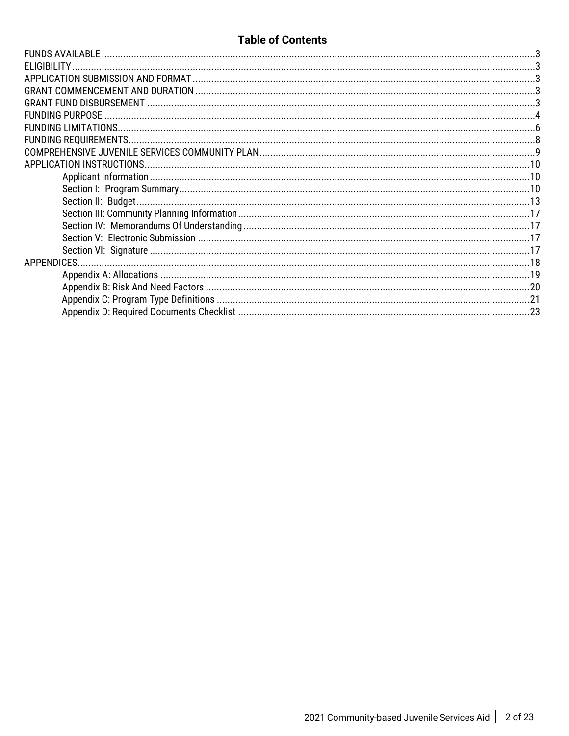## Table of Contents

- FUNDS AVAILABLE ....... 3
- ELIGIBILITY ....... 3
- APPLICATION SUBMISSION AND FORMAT ....... 3
- GRANT COMMENCEMENT AND DURATION ....... 3
- GRANT FUND DISBURSEMENT ....... 3
- FUNDING PURPOSE ....... 4
- FUNDING LIMITATIONS ....... 6
- FUNDING REQUIREMENTS ....... 8
- COMPREHENSIVE JUVENILE SERVICES COMMUNITY PLAN ....... 9
- APPLICATION INSTRUCTIONS ....... 10
  - Applicant Information ....... 10
  - Section I: Program Summary ....... 10
  - Section II: Budget ....... 13
  - Section III: Community Planning Information ....... 17
  - Section IV: Memorandums Of Understanding ....... 17
  - Section V: Electronic Submission ....... 17
  - Section VI: Signature ....... 17
- APPENDICES ....... 18
  - Appendix A: Allocations ....... 19
  - Appendix B: Risk And Need Factors ....... 20
  - Appendix C: Program Type Definitions ....... 21
  - Appendix D: Required Documents Checklist ....... 23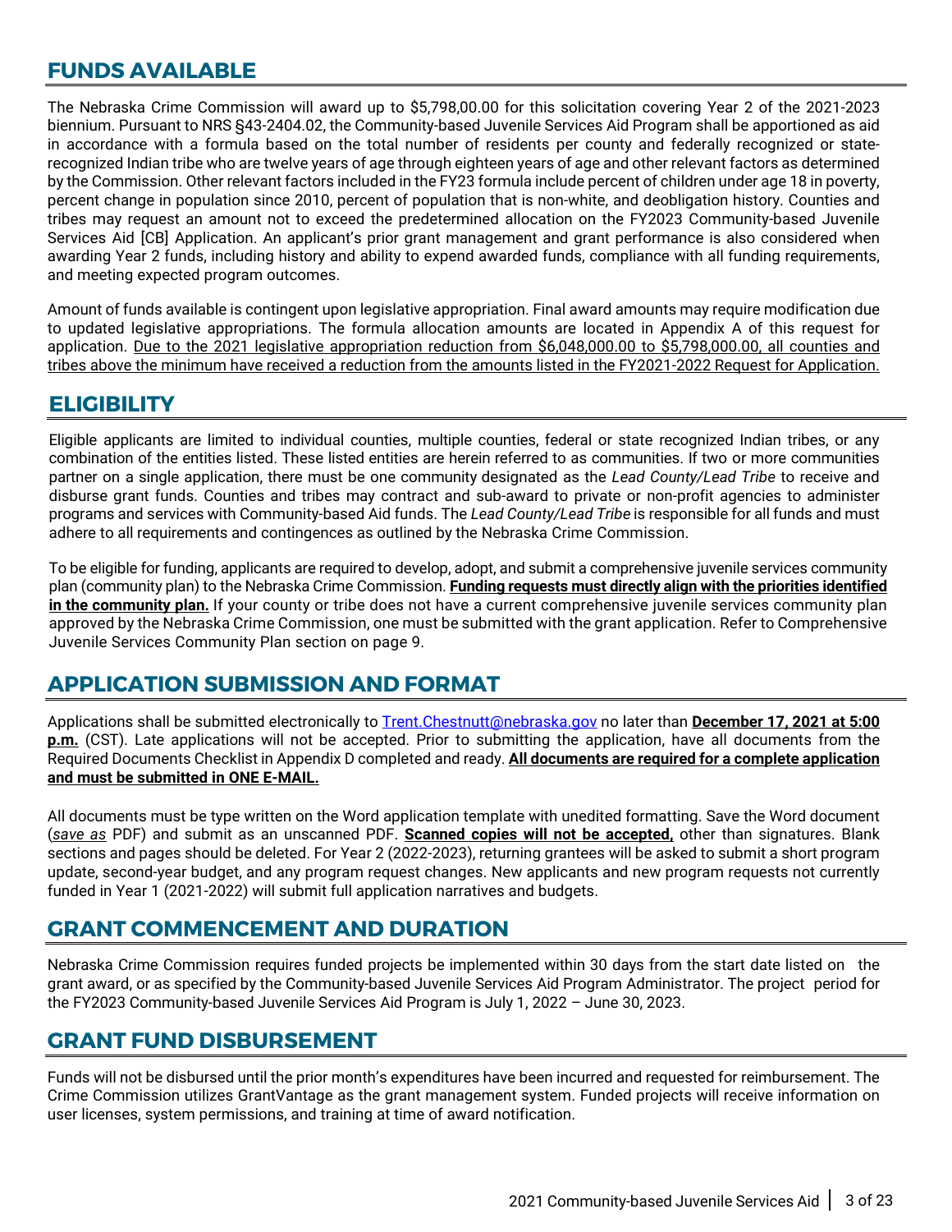## FUNDS AVAILABLE

The Nebraska Crime Commission will award up to $5,798,00.00 for this solicitation covering Year 2 of the 2021-2023 biennium. Pursuant to NRS §43-2404.02, the Community-based Juvenile Services Aid Program shall be apportioned as aid in accordance with a formula based on the total number of residents per county and federally recognized or state-recognized Indian tribe who are twelve years of age through eighteen years of age and other relevant factors as determined by the Commission. Other relevant factors included in the FY23 formula include percent of children under age 18 in poverty, percent change in population since 2010, percent of population that is non-white, and deobligation history. Counties and tribes may request an amount not to exceed the predetermined allocation on the FY2023 Community-based Juvenile Services Aid [CB] Application. An applicant's prior grant management and grant performance is also considered when awarding Year 2 funds, including history and ability to expend awarded funds, compliance with all funding requirements, and meeting expected program outcomes.

Amount of funds available is contingent upon legislative appropriation. Final award amounts may require modification due to updated legislative appropriations. The formula allocation amounts are located in Appendix A of this request for application. Due to the 2021 legislative appropriation reduction from $6,048,000.00 to $5,798,000.00, all counties and tribes above the minimum have received a reduction from the amounts listed in the FY2021-2022 Request for Application.

## ELIGIBILITY

Eligible applicants are limited to individual counties, multiple counties, federal or state recognized Indian tribes, or any combination of the entities listed. These listed entities are herein referred to as communities. If two or more communities partner on a single application, there must be one community designated as the *Lead County/Lead Tribe* to receive and disburse grant funds. Counties and tribes may contract and sub-award to private or non-profit agencies to administer programs and services with Community-based Aid funds. The *Lead County/Lead Tribe* is responsible for all funds and must adhere to all requirements and contingences as outlined by the Nebraska Crime Commission.

To be eligible for funding, applicants are required to develop, adopt, and submit a comprehensive juvenile services community plan (community plan) to the Nebraska Crime Commission. **Funding requests must directly align with the priorities identified in the community plan.** If your county or tribe does not have a current comprehensive juvenile services community plan approved by the Nebraska Crime Commission, one must be submitted with the grant application. Refer to Comprehensive Juvenile Services Community Plan section on page 9.

## APPLICATION SUBMISSION AND FORMAT

Applications shall be submitted electronically to Trent.Chestnutt@nebraska.gov no later than **December 17, 2021 at 5:00 p.m.** (CST). Late applications will not be accepted. Prior to submitting the application, have all documents from the Required Documents Checklist in Appendix D completed and ready. **All documents are required for a complete application and must be submitted in ONE E-MAIL.**

All documents must be type written on the Word application template with unedited formatting. Save the Word document (*save as* PDF) and submit as an unscanned PDF. **Scanned copies will not be accepted,** other than signatures. Blank sections and pages should be deleted. For Year 2 (2022-2023), returning grantees will be asked to submit a short program update, second-year budget, and any program request changes. New applicants and new program requests not currently funded in Year 1 (2021-2022) will submit full application narratives and budgets.

## GRANT COMMENCEMENT AND DURATION

Nebraska Crime Commission requires funded projects be implemented within 30 days from the start date listed on the grant award, or as specified by the Community-based Juvenile Services Aid Program Administrator. The project period for the FY2023 Community-based Juvenile Services Aid Program is July 1, 2022 – June 30, 2023.

## GRANT FUND DISBURSEMENT

Funds will not be disbursed until the prior month's expenditures have been incurred and requested for reimbursement. The Crime Commission utilizes GrantVantage as the grant management system. Funded projects will receive information on user licenses, system permissions, and training at time of award notification.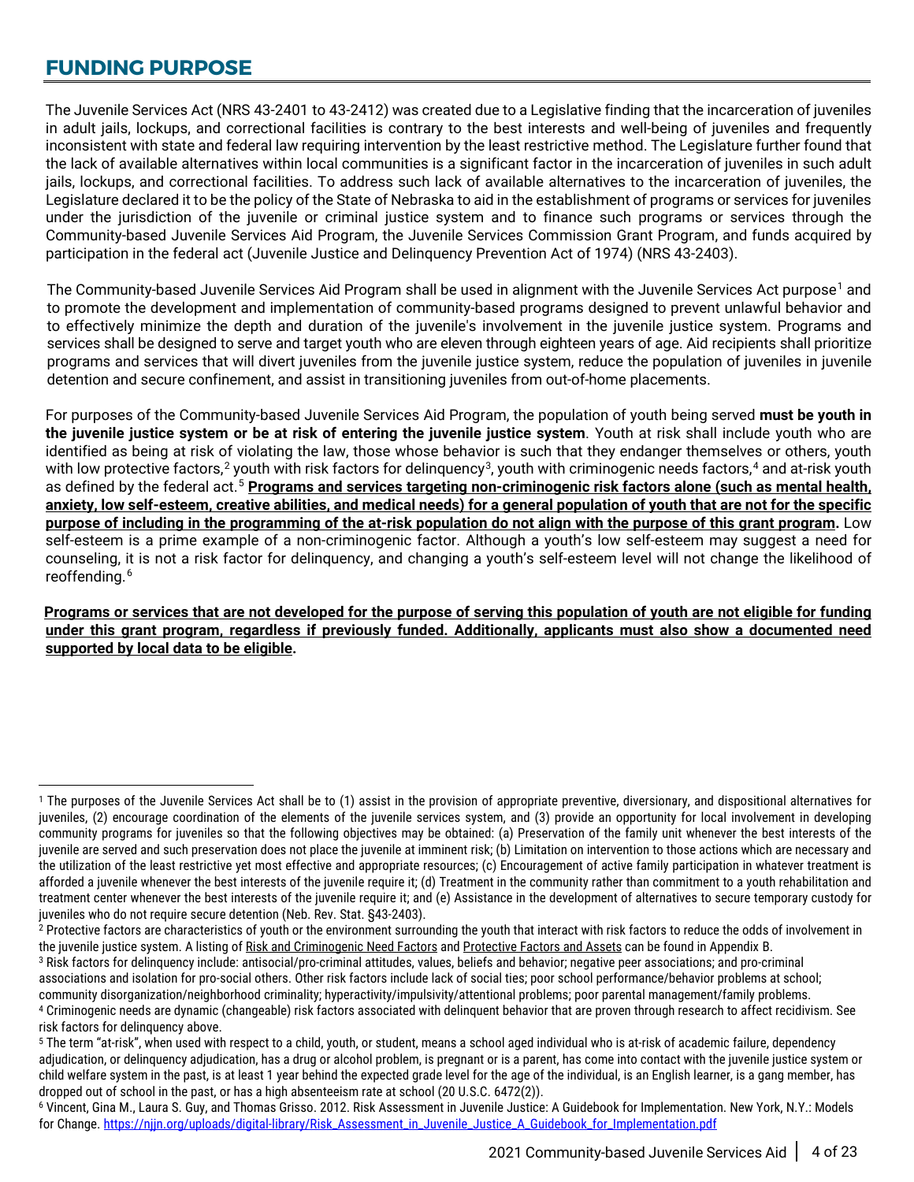## FUNDING PURPOSE

The Juvenile Services Act (NRS 43-2401 to 43-2412) was created due to a Legislative finding that the incarceration of juveniles in adult jails, lockups, and correctional facilities is contrary to the best interests and well-being of juveniles and frequently inconsistent with state and federal law requiring intervention by the least restrictive method. The Legislature further found that the lack of available alternatives within local communities is a significant factor in the incarceration of juveniles in such adult jails, lockups, and correctional facilities. To address such lack of available alternatives to the incarceration of juveniles, the Legislature declared it to be the policy of the State of Nebraska to aid in the establishment of programs or services for juveniles under the jurisdiction of the juvenile or criminal justice system and to finance such programs or services through the Community-based Juvenile Services Aid Program, the Juvenile Services Commission Grant Program, and funds acquired by participation in the federal act (Juvenile Justice and Delinquency Prevention Act of 1974) (NRS 43-2403).

The Community-based Juvenile Services Aid Program shall be used in alignment with the Juvenile Services Act purpose[1] and to promote the development and implementation of community-based programs designed to prevent unlawful behavior and to effectively minimize the depth and duration of the juvenile's involvement in the juvenile justice system. Programs and services shall be designed to serve and target youth who are eleven through eighteen years of age. Aid recipients shall prioritize programs and services that will divert juveniles from the juvenile justice system, reduce the population of juveniles in juvenile detention and secure confinement, and assist in transitioning juveniles from out-of-home placements.

For purposes of the Community-based Juvenile Services Aid Program, the population of youth being served **must be youth in the juvenile justice system or be at risk of entering the juvenile justice system**. Youth at risk shall include youth who are identified as being at risk of violating the law, those whose behavior is such that they endanger themselves or others, youth with low protective factors,[2] youth with risk factors for delinquency[3], youth with criminogenic needs factors,[4] and at-risk youth as defined by the federal act.[5] **<u>Programs and services targeting non-criminogenic risk factors alone (such as mental health, anxiety, low self-esteem, creative abilities, and medical needs) for a general population of youth that are not for the specific purpose of including in the programming of the at-risk population do not align with the purpose of this grant program</u>.** Low self-esteem is a prime example of a non-criminogenic factor. Although a youth's low self-esteem may suggest a need for counseling, it is not a risk factor for delinquency, and changing a youth's self-esteem level will not change the likelihood of reoffending.[6]

**<u>Programs or services that are not developed for the purpose of serving this population of youth are not eligible for funding under this grant program, regardless if previously funded. Additionally, applicants must also show a documented need supported by local data to be eligible</u>.**

---

[1] The purposes of the Juvenile Services Act shall be to (1) assist in the provision of appropriate preventive, diversionary, and dispositional alternatives for juveniles, (2) encourage coordination of the elements of the juvenile services system, and (3) provide an opportunity for local involvement in developing community programs for juveniles so that the following objectives may be obtained: (a) Preservation of the family unit whenever the best interests of the juvenile are served and such preservation does not place the juvenile at imminent risk; (b) Limitation on intervention to those actions which are necessary and the utilization of the least restrictive yet most effective and appropriate resources; (c) Encouragement of active family participation in whatever treatment is afforded a juvenile whenever the best interests of the juvenile require it; (d) Treatment in the community rather than commitment to a youth rehabilitation and treatment center whenever the best interests of the juvenile require it; and (e) Assistance in the development of alternatives to secure temporary custody for juveniles who do not require secure detention (Neb. Rev. Stat. §43-2403).

[2] Protective factors are characteristics of youth or the environment surrounding the youth that interact with risk factors to reduce the odds of involvement in the juvenile justice system. A listing of <u>Risk and Criminogenic Need Factors</u> and <u>Protective Factors and Assets</u> can be found in Appendix B.

[3] Risk factors for delinquency include: antisocial/pro-criminal attitudes, values, beliefs and behavior; negative peer associations; and pro-criminal associations and isolation for pro-social others. Other risk factors include lack of social ties; poor school performance/behavior problems at school; community disorganization/neighborhood criminality; hyperactivity/impulsivity/attentional problems; poor parental management/family problems.

[4] Criminogenic needs are dynamic (changeable) risk factors associated with delinquent behavior that are proven through research to affect recidivism. See risk factors for delinquency above.

[5] The term "at-risk", when used with respect to a child, youth, or student, means a school aged individual who is at-risk of academic failure, dependency adjudication, or delinquency adjudication, has a drug or alcohol problem, is pregnant or is a parent, has come into contact with the juvenile justice system or child welfare system in the past, is at least 1 year behind the expected grade level for the age of the individual, is an English learner, is a gang member, has dropped out of school in the past, or has a high absenteeism rate at school (20 U.S.C. 6472(2)).

[6] Vincent, Gina M., Laura S. Guy, and Thomas Grisso. 2012. Risk Assessment in Juvenile Justice: A Guidebook for Implementation. New York, N.Y.: Models for Change. https://njjn.org/uploads/digital-library/Risk_Assessment_in_Juvenile_Justice_A_Guidebook_for_Implementation.pdf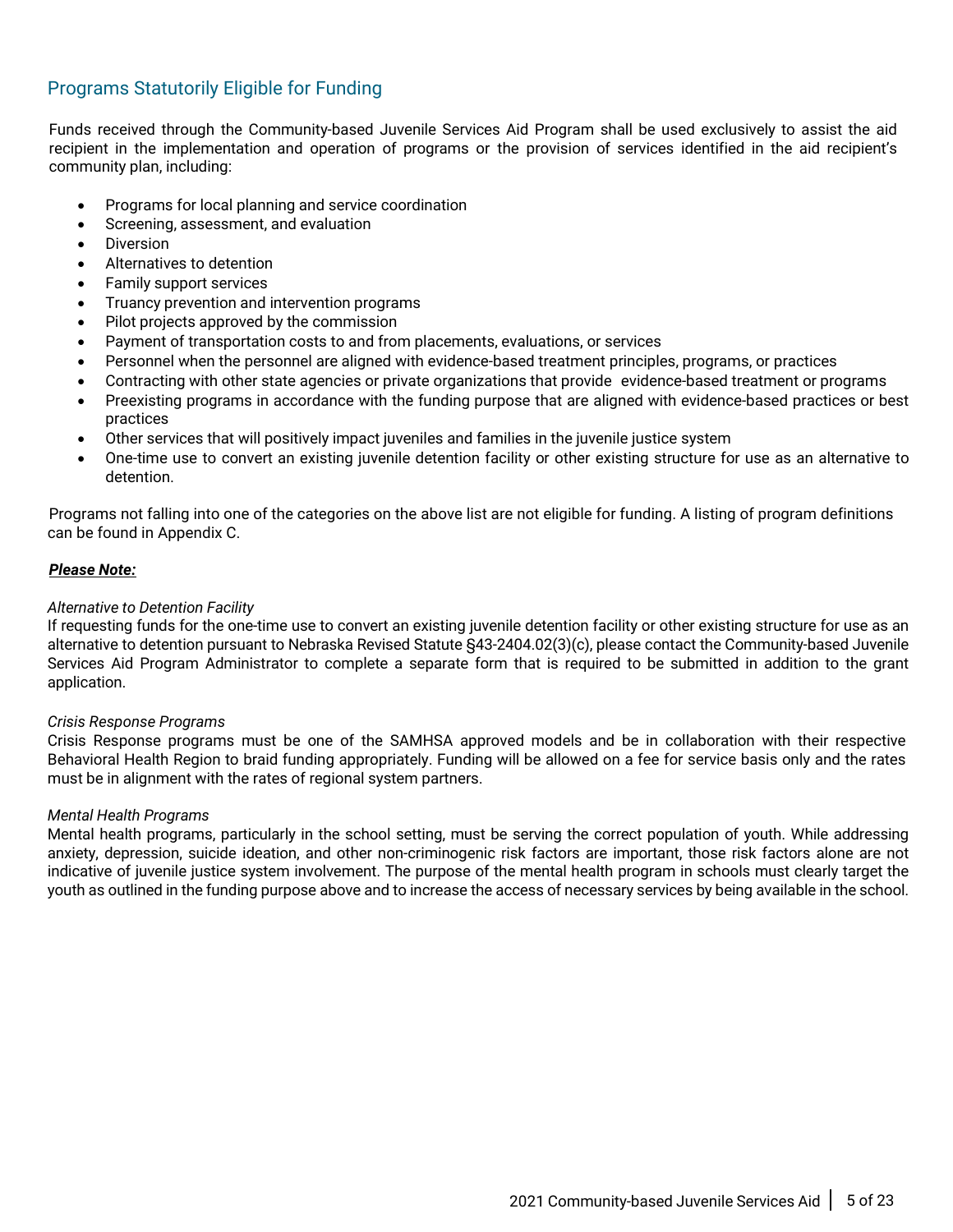## Programs Statutorily Eligible for Funding

Funds received through the Community-based Juvenile Services Aid Program shall be used exclusively to assist the aid recipient in the implementation and operation of programs or the provision of services identified in the aid recipient's community plan, including:

- Programs for local planning and service coordination
- Screening, assessment, and evaluation
- Diversion
- Alternatives to detention
- Family support services
- Truancy prevention and intervention programs
- Pilot projects approved by the commission
- Payment of transportation costs to and from placements, evaluations, or services
- Personnel when the personnel are aligned with evidence-based treatment principles, programs, or practices
- Contracting with other state agencies or private organizations that provide evidence-based treatment or programs
- Preexisting programs in accordance with the funding purpose that are aligned with evidence-based practices or best practices
- Other services that will positively impact juveniles and families in the juvenile justice system
- One-time use to convert an existing juvenile detention facility or other existing structure for use as an alternative to detention.

Programs not falling into one of the categories on the above list are not eligible for funding. A listing of program definitions can be found in Appendix C.

***Please Note:***

*Alternative to Detention Facility*
If requesting funds for the one-time use to convert an existing juvenile detention facility or other existing structure for use as an alternative to detention pursuant to Nebraska Revised Statute §43-2404.02(3)(c), please contact the Community-based Juvenile Services Aid Program Administrator to complete a separate form that is required to be submitted in addition to the grant application.

*Crisis Response Programs*
Crisis Response programs must be one of the SAMHSA approved models and be in collaboration with their respective Behavioral Health Region to braid funding appropriately. Funding will be allowed on a fee for service basis only and the rates must be in alignment with the rates of regional system partners.

*Mental Health Programs*
Mental health programs, particularly in the school setting, must be serving the correct population of youth. While addressing anxiety, depression, suicide ideation, and other non-criminogenic risk factors are important, those risk factors alone are not indicative of juvenile justice system involvement. The purpose of the mental health program in schools must clearly target the youth as outlined in the funding purpose above and to increase the access of necessary services by being available in the school.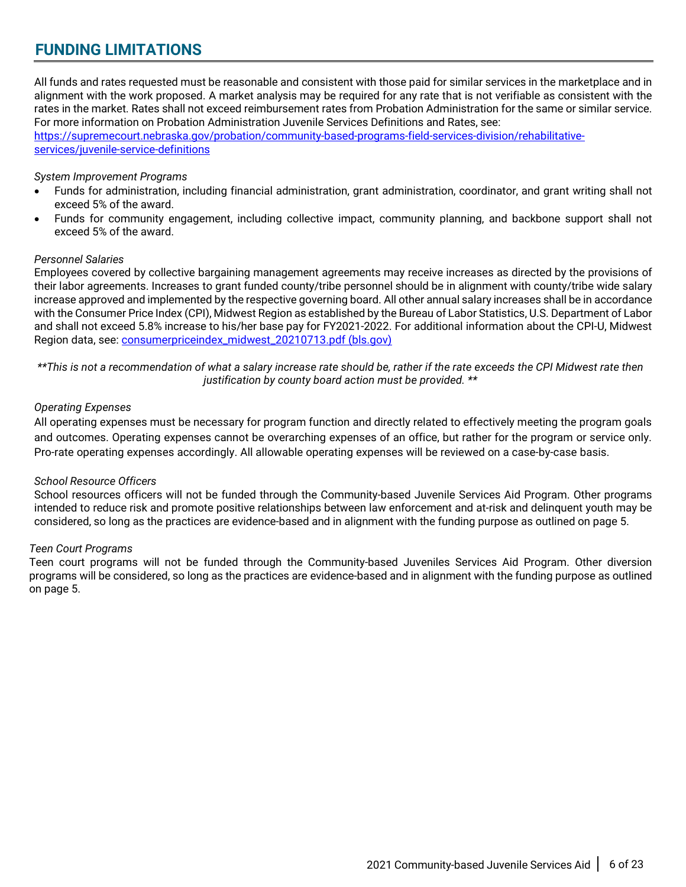## FUNDING LIMITATIONS

All funds and rates requested must be reasonable and consistent with those paid for similar services in the marketplace and in alignment with the work proposed. A market analysis may be required for any rate that is not verifiable as consistent with the rates in the market. Rates shall not exceed reimbursement rates from Probation Administration for the same or similar service. For more information on Probation Administration Juvenile Services Definitions and Rates, see: [https://supremecourt.nebraska.gov/probation/community-based-programs-field-services-division/rehabilitative-services/juvenile-service-definitions](https://supremecourt.nebraska.gov/probation/community-based-programs-field-services-division/rehabilitative-services/juvenile-service-definitions)

*System Improvement Programs*

- Funds for administration, including financial administration, grant administration, coordinator, and grant writing shall not exceed 5% of the award.
- Funds for community engagement, including collective impact, community planning, and backbone support shall not exceed 5% of the award.

*Personnel Salaries*

Employees covered by collective bargaining management agreements may receive increases as directed by the provisions of their labor agreements. Increases to grant funded county/tribe personnel should be in alignment with county/tribe wide salary increase approved and implemented by the respective governing board. All other annual salary increases shall be in accordance with the Consumer Price Index (CPI), Midwest Region as established by the Bureau of Labor Statistics, U.S. Department of Labor and shall not exceed 5.8% increase to his/her base pay for FY2021-2022. For additional information about the CPI-U, Midwest Region data, see: consumerpriceindex_midwest_20210713.pdf (bls.gov)

*\*\*This is not a recommendation of what a salary increase rate should be, rather if the rate exceeds the CPI Midwest rate then justification by county board action must be provided. \*\**

*Operating Expenses*

All operating expenses must be necessary for program function and directly related to effectively meeting the program goals and outcomes. Operating expenses cannot be overarching expenses of an office, but rather for the program or service only. Pro-rate operating expenses accordingly. All allowable operating expenses will be reviewed on a case-by-case basis.

*School Resource Officers*

School resources officers will not be funded through the Community-based Juvenile Services Aid Program. Other programs intended to reduce risk and promote positive relationships between law enforcement and at-risk and delinquent youth may be considered, so long as the practices are evidence-based and in alignment with the funding purpose as outlined on page 5.

*Teen Court Programs*

Teen court programs will not be funded through the Community-based Juveniles Services Aid Program. Other diversion programs will be considered, so long as the practices are evidence-based and in alignment with the funding purpose as outlined on page 5.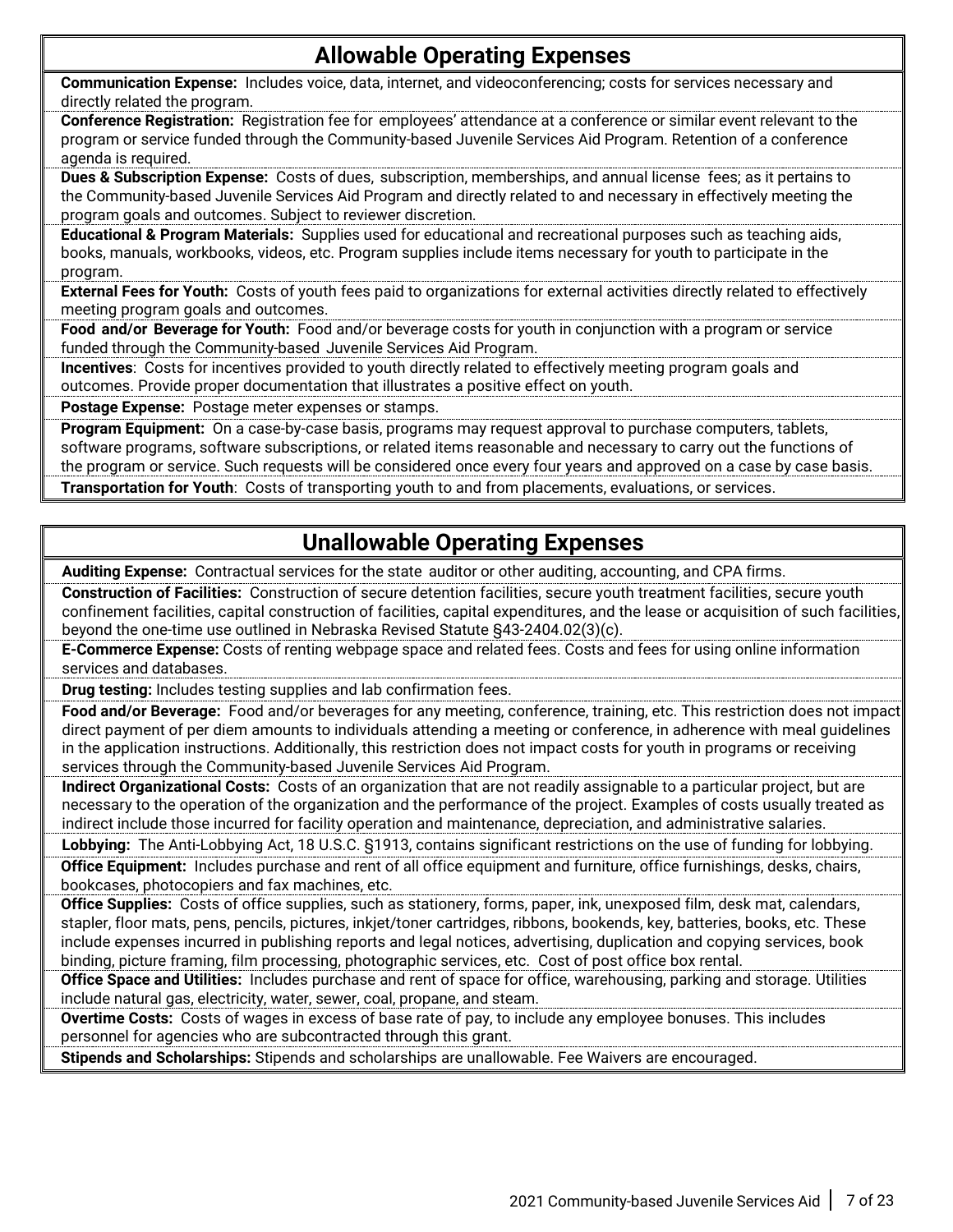## Allowable Operating Expenses

**Communication Expense:** Includes voice, data, internet, and videoconferencing; costs for services necessary and directly related the program.

**Conference Registration:** Registration fee for employees' attendance at a conference or similar event relevant to the program or service funded through the Community-based Juvenile Services Aid Program. Retention of a conference agenda is required.

**Dues & Subscription Expense:** Costs of dues, subscription, memberships, and annual license fees; as it pertains to the Community-based Juvenile Services Aid Program and directly related to and necessary in effectively meeting the program goals and outcomes. Subject to reviewer discretion.

**Educational & Program Materials:** Supplies used for educational and recreational purposes such as teaching aids, books, manuals, workbooks, videos, etc. Program supplies include items necessary for youth to participate in the program.

**External Fees for Youth:** Costs of youth fees paid to organizations for external activities directly related to effectively meeting program goals and outcomes.

**Food and/or Beverage for Youth:** Food and/or beverage costs for youth in conjunction with a program or service funded through the Community-based Juvenile Services Aid Program.

**Incentives**: Costs for incentives provided to youth directly related to effectively meeting program goals and outcomes. Provide proper documentation that illustrates a positive effect on youth.

**Postage Expense:** Postage meter expenses or stamps.

**Program Equipment:** On a case-by-case basis, programs may request approval to purchase computers, tablets, software programs, software subscriptions, or related items reasonable and necessary to carry out the functions of the program or service. Such requests will be considered once every four years and approved on a case by case basis.

**Transportation for Youth**: Costs of transporting youth to and from placements, evaluations, or services.

## Unallowable Operating Expenses

**Auditing Expense:** Contractual services for the state auditor or other auditing, accounting, and CPA firms.

**Construction of Facilities:** Construction of secure detention facilities, secure youth treatment facilities, secure youth confinement facilities, capital construction of facilities, capital expenditures, and the lease or acquisition of such facilities, beyond the one-time use outlined in Nebraska Revised Statute §43-2404.02(3)(c).

**E-Commerce Expense:** Costs of renting webpage space and related fees. Costs and fees for using online information services and databases.

**Drug testing:** Includes testing supplies and lab confirmation fees.

**Food and/or Beverage:** Food and/or beverages for any meeting, conference, training, etc. This restriction does not impact direct payment of per diem amounts to individuals attending a meeting or conference, in adherence with meal guidelines in the application instructions. Additionally, this restriction does not impact costs for youth in programs or receiving services through the Community-based Juvenile Services Aid Program.

**Indirect Organizational Costs:** Costs of an organization that are not readily assignable to a particular project, but are necessary to the operation of the organization and the performance of the project. Examples of costs usually treated as indirect include those incurred for facility operation and maintenance, depreciation, and administrative salaries.

**Lobbying:** The Anti-Lobbying Act, 18 U.S.C. §1913, contains significant restrictions on the use of funding for lobbying.

**Office Equipment:** Includes purchase and rent of all office equipment and furniture, office furnishings, desks, chairs, bookcases, photocopiers and fax machines, etc.

**Office Supplies:** Costs of office supplies, such as stationery, forms, paper, ink, unexposed film, desk mat, calendars, stapler, floor mats, pens, pencils, pictures, inkjet/toner cartridges, ribbons, bookends, key, batteries, books, etc. These include expenses incurred in publishing reports and legal notices, advertising, duplication and copying services, book binding, picture framing, film processing, photographic services, etc. Cost of post office box rental.

**Office Space and Utilities:** Includes purchase and rent of space for office, warehousing, parking and storage. Utilities include natural gas, electricity, water, sewer, coal, propane, and steam.

**Overtime Costs:** Costs of wages in excess of base rate of pay, to include any employee bonuses. This includes personnel for agencies who are subcontracted through this grant.

**Stipends and Scholarships:** Stipends and scholarships are unallowable. Fee Waivers are encouraged.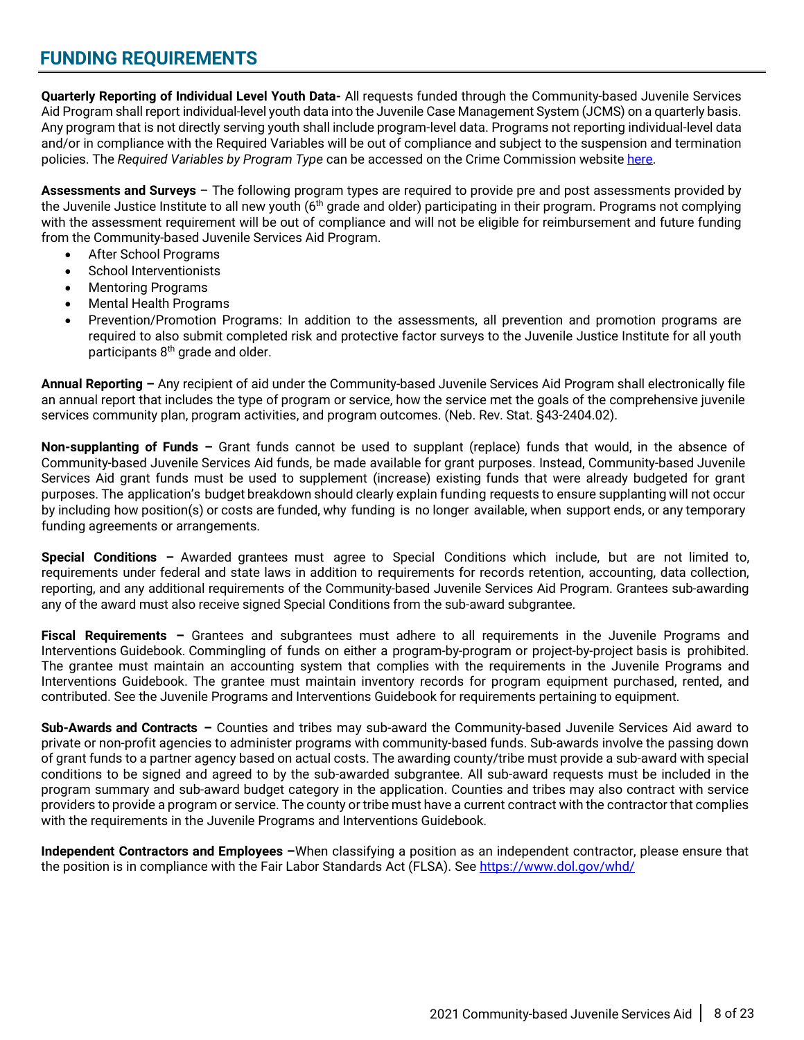## FUNDING REQUIREMENTS

**Quarterly Reporting of Individual Level Youth Data-** All requests funded through the Community-based Juvenile Services Aid Program shall report individual-level youth data into the Juvenile Case Management System (JCMS) on a quarterly basis. Any program that is not directly serving youth shall include program-level data. Programs not reporting individual-level data and/or in compliance with the Required Variables will be out of compliance and subject to the suspension and termination policies. The *Required Variables by Program Type* can be accessed on the Crime Commission website here.

**Assessments and Surveys** – The following program types are required to provide pre and post assessments provided by the Juvenile Justice Institute to all new youth (6th grade and older) participating in their program. Programs not complying with the assessment requirement will be out of compliance and will not be eligible for reimbursement and future funding from the Community-based Juvenile Services Aid Program.

- After School Programs
- School Interventionists
- Mentoring Programs
- Mental Health Programs
- Prevention/Promotion Programs: In addition to the assessments, all prevention and promotion programs are required to also submit completed risk and protective factor surveys to the Juvenile Justice Institute for all youth participants 8th grade and older.

**Annual Reporting –** Any recipient of aid under the Community-based Juvenile Services Aid Program shall electronically file an annual report that includes the type of program or service, how the service met the goals of the comprehensive juvenile services community plan, program activities, and program outcomes. (Neb. Rev. Stat. §43-2404.02).

**Non-supplanting of Funds –** Grant funds cannot be used to supplant (replace) funds that would, in the absence of Community-based Juvenile Services Aid funds, be made available for grant purposes. Instead, Community-based Juvenile Services Aid grant funds must be used to supplement (increase) existing funds that were already budgeted for grant purposes. The application's budget breakdown should clearly explain funding requests to ensure supplanting will not occur by including how position(s) or costs are funded, why funding is no longer available, when support ends, or any temporary funding agreements or arrangements.

**Special Conditions –** Awarded grantees must agree to Special Conditions which include, but are not limited to, requirements under federal and state laws in addition to requirements for records retention, accounting, data collection, reporting, and any additional requirements of the Community-based Juvenile Services Aid Program. Grantees sub-awarding any of the award must also receive signed Special Conditions from the sub-award subgrantee.

**Fiscal Requirements –** Grantees and subgrantees must adhere to all requirements in the Juvenile Programs and Interventions Guidebook. Commingling of funds on either a program-by-program or project-by-project basis is prohibited. The grantee must maintain an accounting system that complies with the requirements in the Juvenile Programs and Interventions Guidebook. The grantee must maintain inventory records for program equipment purchased, rented, and contributed. See the Juvenile Programs and Interventions Guidebook for requirements pertaining to equipment.

**Sub-Awards and Contracts –** Counties and tribes may sub-award the Community-based Juvenile Services Aid award to private or non-profit agencies to administer programs with community-based funds. Sub-awards involve the passing down of grant funds to a partner agency based on actual costs. The awarding county/tribe must provide a sub-award with special conditions to be signed and agreed to by the sub-awarded subgrantee. All sub-award requests must be included in the program summary and sub-award budget category in the application. Counties and tribes may also contract with service providers to provide a program or service. The county or tribe must have a current contract with the contractor that complies with the requirements in the Juvenile Programs and Interventions Guidebook.

**Independent Contractors and Employees –**When classifying a position as an independent contractor, please ensure that the position is in compliance with the Fair Labor Standards Act (FLSA). See https://www.dol.gov/whd/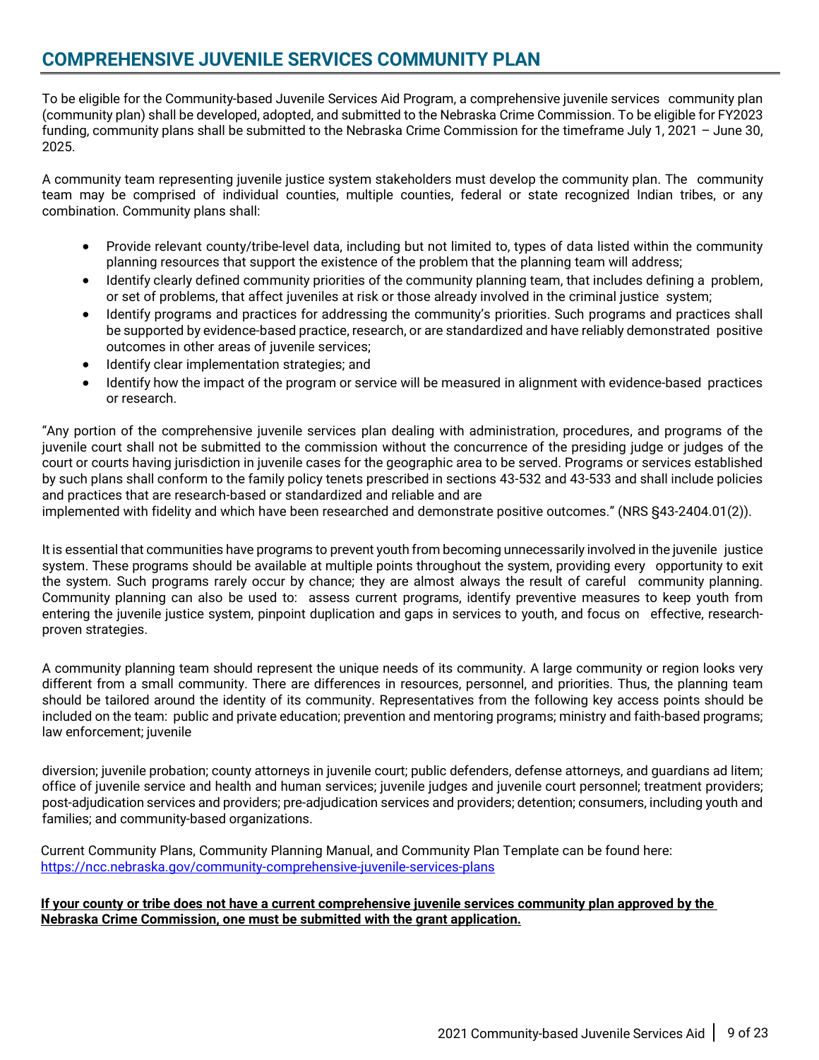## COMPREHENSIVE JUVENILE SERVICES COMMUNITY PLAN

To be eligible for the Community-based Juvenile Services Aid Program, a comprehensive juvenile services community plan (community plan) shall be developed, adopted, and submitted to the Nebraska Crime Commission. To be eligible for FY2023 funding, community plans shall be submitted to the Nebraska Crime Commission for the timeframe July 1, 2021 – June 30, 2025.

A community team representing juvenile justice system stakeholders must develop the community plan. The community team may be comprised of individual counties, multiple counties, federal or state recognized Indian tribes, or any combination. Community plans shall:

- Provide relevant county/tribe-level data, including but not limited to, types of data listed within the community planning resources that support the existence of the problem that the planning team will address;
- Identify clearly defined community priorities of the community planning team, that includes defining a problem, or set of problems, that affect juveniles at risk or those already involved in the criminal justice system;
- Identify programs and practices for addressing the community's priorities. Such programs and practices shall be supported by evidence-based practice, research, or are standardized and have reliably demonstrated positive outcomes in other areas of juvenile services;
- Identify clear implementation strategies; and
- Identify how the impact of the program or service will be measured in alignment with evidence-based practices or research.

"Any portion of the comprehensive juvenile services plan dealing with administration, procedures, and programs of the juvenile court shall not be submitted to the commission without the concurrence of the presiding judge or judges of the court or courts having jurisdiction in juvenile cases for the geographic area to be served. Programs or services established by such plans shall conform to the family policy tenets prescribed in sections 43-532 and 43-533 and shall include policies and practices that are research-based or standardized and reliable and are implemented with fidelity and which have been researched and demonstrate positive outcomes." (NRS §43-2404.01(2)).

It is essential that communities have programs to prevent youth from becoming unnecessarily involved in the juvenile justice system. These programs should be available at multiple points throughout the system, providing every opportunity to exit the system. Such programs rarely occur by chance; they are almost always the result of careful community planning. Community planning can also be used to: assess current programs, identify preventive measures to keep youth from entering the juvenile justice system, pinpoint duplication and gaps in services to youth, and focus on effective, research-proven strategies.

A community planning team should represent the unique needs of its community. A large community or region looks very different from a small community. There are differences in resources, personnel, and priorities. Thus, the planning team should be tailored around the identity of its community. Representatives from the following key access points should be included on the team: public and private education; prevention and mentoring programs; ministry and faith-based programs; law enforcement; juvenile diversion; juvenile probation; county attorneys in juvenile court; public defenders, defense attorneys, and guardians ad litem; office of juvenile service and health and human services; juvenile judges and juvenile court personnel; treatment providers; post-adjudication services and providers; pre-adjudication services and providers; detention; consumers, including youth and families; and community-based organizations.

Current Community Plans, Community Planning Manual, and Community Plan Template can be found here: https://ncc.nebraska.gov/community-comprehensive-juvenile-services-plans

**If your county or tribe does not have a current comprehensive juvenile services community plan approved by the Nebraska Crime Commission, one must be submitted with the grant application.**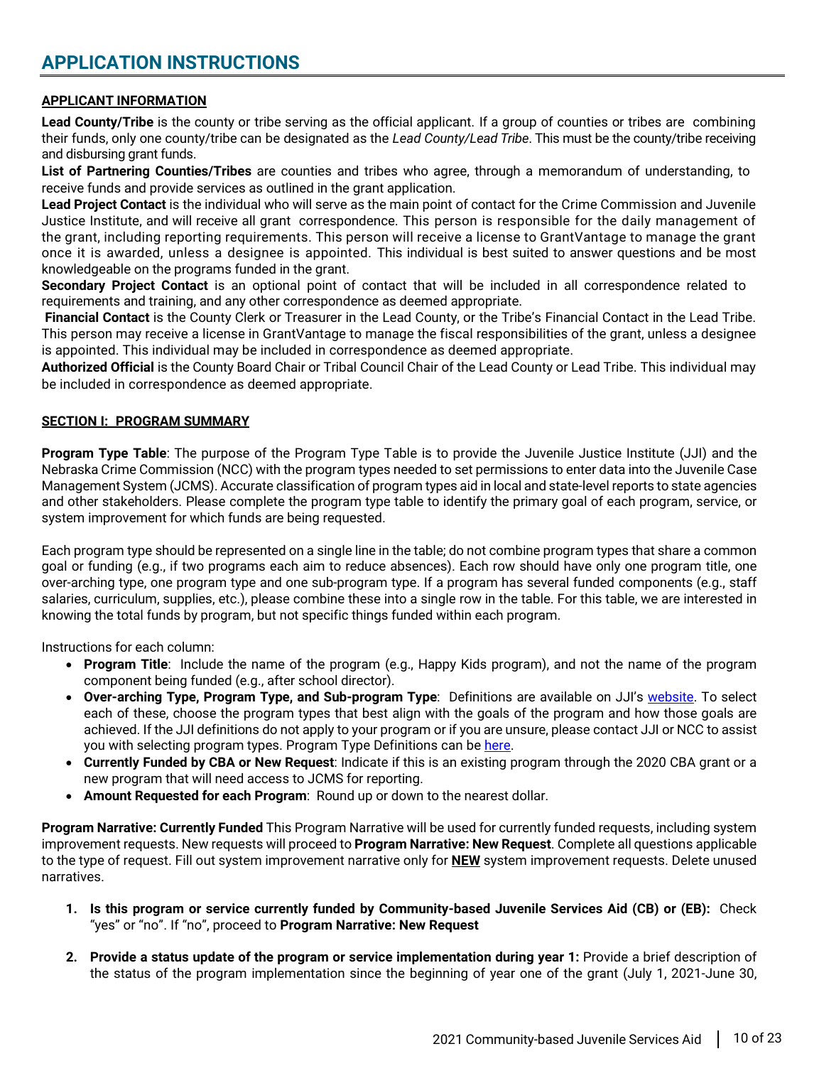# APPLICATION INSTRUCTIONS

**APPLICANT INFORMATION**

**Lead County/Tribe** is the county or tribe serving as the official applicant. If a group of counties or tribes are combining their funds, only one county/tribe can be designated as the *Lead County/Lead Tribe*. This must be the county/tribe receiving and disbursing grant funds.

**List of Partnering Counties/Tribes** are counties and tribes who agree, through a memorandum of understanding, to receive funds and provide services as outlined in the grant application.

**Lead Project Contact** is the individual who will serve as the main point of contact for the Crime Commission and Juvenile Justice Institute, and will receive all grant correspondence. This person is responsible for the daily management of the grant, including reporting requirements. This person will receive a license to GrantVantage to manage the grant once it is awarded, unless a designee is appointed. This individual is best suited to answer questions and be most knowledgeable on the programs funded in the grant.

**Secondary Project Contact** is an optional point of contact that will be included in all correspondence related to requirements and training, and any other correspondence as deemed appropriate.

**Financial Contact** is the County Clerk or Treasurer in the Lead County, or the Tribe's Financial Contact in the Lead Tribe. This person may receive a license in GrantVantage to manage the fiscal responsibilities of the grant, unless a designee is appointed. This individual may be included in correspondence as deemed appropriate.

**Authorized Official** is the County Board Chair or Tribal Council Chair of the Lead County or Lead Tribe. This individual may be included in correspondence as deemed appropriate.

**SECTION I: PROGRAM SUMMARY**

**Program Type Table**: The purpose of the Program Type Table is to provide the Juvenile Justice Institute (JJI) and the Nebraska Crime Commission (NCC) with the program types needed to set permissions to enter data into the Juvenile Case Management System (JCMS). Accurate classification of program types aid in local and state-level reports to state agencies and other stakeholders. Please complete the program type table to identify the primary goal of each program, service, or system improvement for which funds are being requested.

Each program type should be represented on a single line in the table; do not combine program types that share a common goal or funding (e.g., if two programs each aim to reduce absences). Each row should have only one program title, one over-arching type, one program type and one sub-program type. If a program has several funded components (e.g., staff salaries, curriculum, supplies, etc.), please combine these into a single row in the table. For this table, we are interested in knowing the total funds by program, but not specific things funded within each program.

Instructions for each column:

- **Program Title**: Include the name of the program (e.g., Happy Kids program), and not the name of the program component being funded (e.g., after school director).
- **Over-arching Type, Program Type, and Sub-program Type**: Definitions are available on JJI's website. To select each of these, choose the program types that best align with the goals of the program and how those goals are achieved. If the JJI definitions do not apply to your program or if you are unsure, please contact JJI or NCC to assist you with selecting program types. Program Type Definitions can be here.
- **Currently Funded by CBA or New Request**: Indicate if this is an existing program through the 2020 CBA grant or a new program that will need access to JCMS for reporting.
- **Amount Requested for each Program**: Round up or down to the nearest dollar.

**Program Narrative: Currently Funded** This Program Narrative will be used for currently funded requests, including system improvement requests. New requests will proceed to **Program Narrative: New Request**. Complete all questions applicable to the type of request. Fill out system improvement narrative only for **NEW** system improvement requests. Delete unused narratives.

1. **Is this program or service currently funded by Community-based Juvenile Services Aid (CB) or (EB):** Check "yes" or "no". If "no", proceed to **Program Narrative: New Request**
2. **Provide a status update of the program or service implementation during year 1:** Provide a brief description of the status of the program implementation since the beginning of year one of the grant (July 1, 2021-June 30,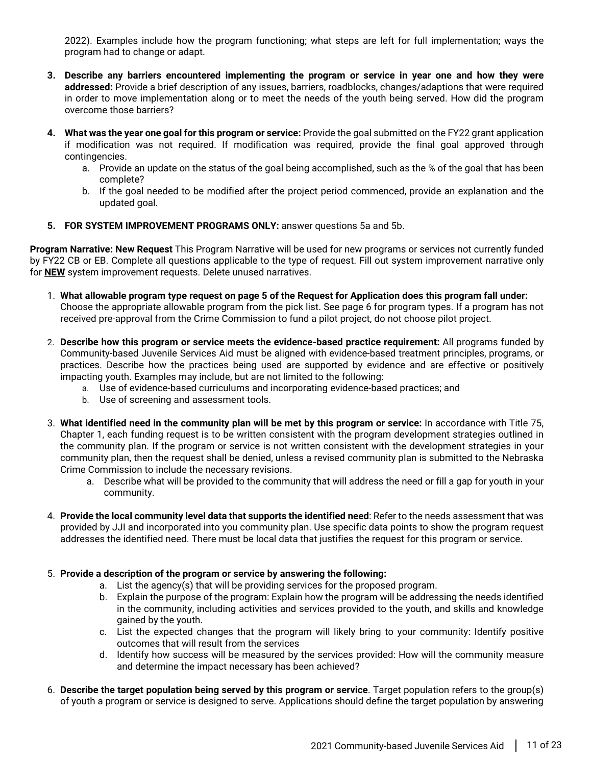2022). Examples include how the program functioning; what steps are left for full implementation; ways the program had to change or adapt.

3. **Describe any barriers encountered implementing the program or service in year one and how they were addressed:** Provide a brief description of any issues, barriers, roadblocks, changes/adaptions that were required in order to move implementation along or to meet the needs of the youth being served. How did the program overcome those barriers?

4. **What was the year one goal for this program or service:** Provide the goal submitted on the FY22 grant application if modification was not required. If modification was required, provide the final goal approved through contingencies.
   a. Provide an update on the status of the goal being accomplished, such as the % of the goal that has been complete?
   b. If the goal needed to be modified after the project period commenced, provide an explanation and the updated goal.

5. **FOR SYSTEM IMPROVEMENT PROGRAMS ONLY:** answer questions 5a and 5b.

**Program Narrative: New Request** This Program Narrative will be used for new programs or services not currently funded by FY22 CB or EB. Complete all questions applicable to the type of request. Fill out system improvement narrative only for **NEW** system improvement requests. Delete unused narratives.

1. **What allowable program type request on page 5 of the Request for Application does this program fall under:** Choose the appropriate allowable program from the pick list. See page 6 for program types. If a program has not received pre-approval from the Crime Commission to fund a pilot project, do not choose pilot project.

2. **Describe how this program or service meets the evidence-based practice requirement:** All programs funded by Community-based Juvenile Services Aid must be aligned with evidence-based treatment principles, programs, or practices. Describe how the practices being used are supported by evidence and are effective or positively impacting youth. Examples may include, but are not limited to the following:
   a. Use of evidence-based curriculums and incorporating evidence-based practices; and
   b. Use of screening and assessment tools.

3. **What identified need in the community plan will be met by this program or service:** In accordance with Title 75, Chapter 1, each funding request is to be written consistent with the program development strategies outlined in the community plan. If the program or service is not written consistent with the development strategies in your community plan, then the request shall be denied, unless a revised community plan is submitted to the Nebraska Crime Commission to include the necessary revisions.
   a. Describe what will be provided to the community that will address the need or fill a gap for youth in your community.

4. **Provide the local community level data that supports the identified need**: Refer to the needs assessment that was provided by JJI and incorporated into you community plan. Use specific data points to show the program request addresses the identified need. There must be local data that justifies the request for this program or service.

5. **Provide a description of the program or service by answering the following:**
   a. List the agency(s) that will be providing services for the proposed program.
   b. Explain the purpose of the program: Explain how the program will be addressing the needs identified in the community, including activities and services provided to the youth, and skills and knowledge gained by the youth.
   c. List the expected changes that the program will likely bring to your community: Identify positive outcomes that will result from the services
   d. Identify how success will be measured by the services provided: How will the community measure and determine the impact necessary has been achieved?

6. **Describe the target population being served by this program or service**. Target population refers to the group(s) of youth a program or service is designed to serve. Applications should define the target population by answering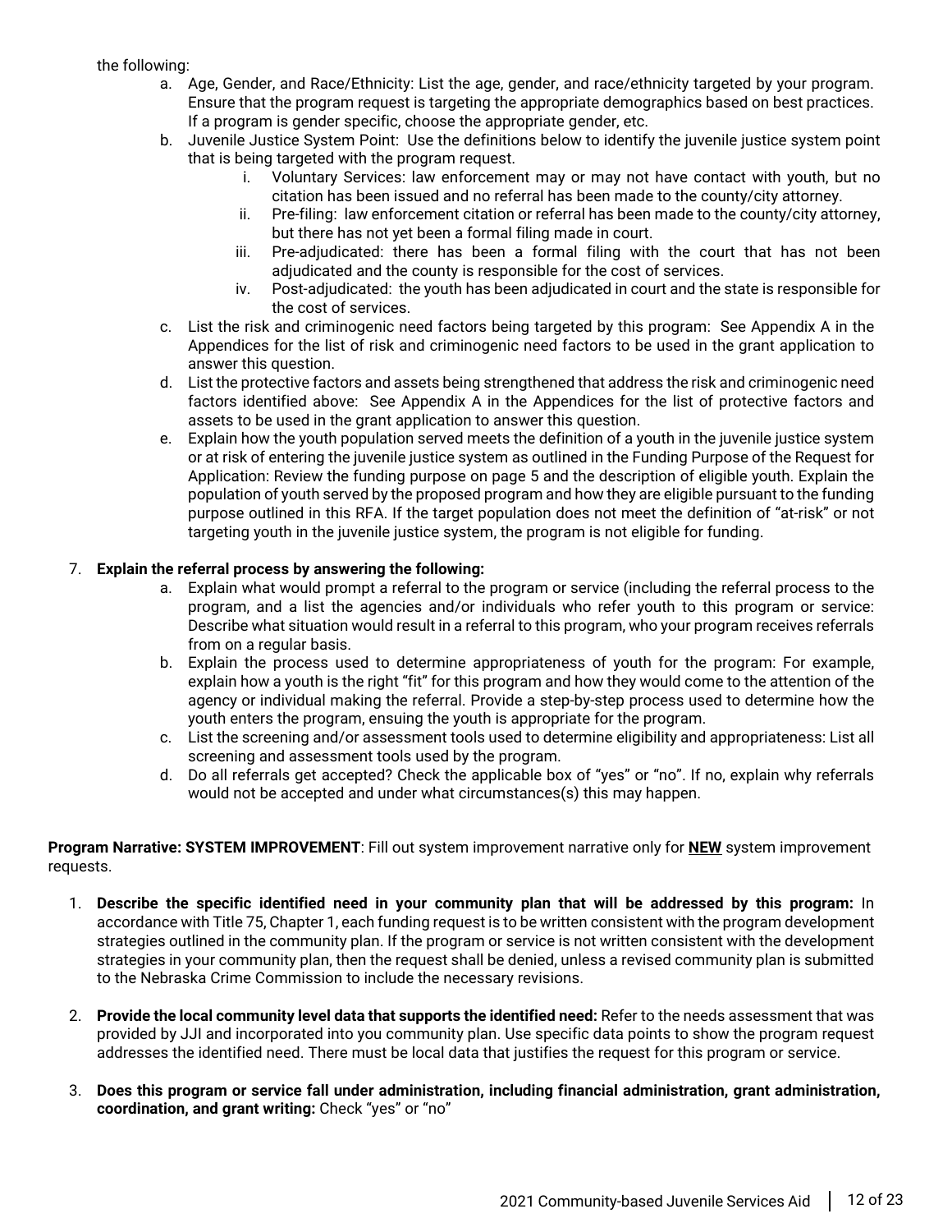the following:

a. Age, Gender, and Race/Ethnicity: List the age, gender, and race/ethnicity targeted by your program. Ensure that the program request is targeting the appropriate demographics based on best practices. If a program is gender specific, choose the appropriate gender, etc.
b. Juvenile Justice System Point: Use the definitions below to identify the juvenile justice system point that is being targeted with the program request.
    i. Voluntary Services: law enforcement may or may not have contact with youth, but no citation has been issued and no referral has been made to the county/city attorney.
    ii. Pre-filing: law enforcement citation or referral has been made to the county/city attorney, but there has not yet been a formal filing made in court.
    iii. Pre-adjudicated: there has been a formal filing with the court that has not been adjudicated and the county is responsible for the cost of services.
    iv. Post-adjudicated: the youth has been adjudicated in court and the state is responsible for the cost of services.
c. List the risk and criminogenic need factors being targeted by this program: See Appendix A in the Appendices for the list of risk and criminogenic need factors to be used in the grant application to answer this question.
d. List the protective factors and assets being strengthened that address the risk and criminogenic need factors identified above: See Appendix A in the Appendices for the list of protective factors and assets to be used in the grant application to answer this question.
e. Explain how the youth population served meets the definition of a youth in the juvenile justice system or at risk of entering the juvenile justice system as outlined in the Funding Purpose of the Request for Application: Review the funding purpose on page 5 and the description of eligible youth. Explain the population of youth served by the proposed program and how they are eligible pursuant to the funding purpose outlined in this RFA. If the target population does not meet the definition of "at-risk" or not targeting youth in the juvenile justice system, the program is not eligible for funding.

7. **Explain the referral process by answering the following:**
    a. Explain what would prompt a referral to the program or service (including the referral process to the program, and a list the agencies and/or individuals who refer youth to this program or service: Describe what situation would result in a referral to this program, who your program receives referrals from on a regular basis.
    b. Explain the process used to determine appropriateness of youth for the program: For example, explain how a youth is the right "fit" for this program and how they would come to the attention of the agency or individual making the referral. Provide a step-by-step process used to determine how the youth enters the program, ensuing the youth is appropriate for the program.
    c. List the screening and/or assessment tools used to determine eligibility and appropriateness: List all screening and assessment tools used by the program.
    d. Do all referrals get accepted? Check the applicable box of "yes" or "no". If no, explain why referrals would not be accepted and under what circumstances(s) this may happen.

**Program Narrative: SYSTEM IMPROVEMENT**: Fill out system improvement narrative only for **NEW** system improvement requests.

1. **Describe the specific identified need in your community plan that will be addressed by this program:** In accordance with Title 75, Chapter 1, each funding request is to be written consistent with the program development strategies outlined in the community plan. If the program or service is not written consistent with the development strategies in your community plan, then the request shall be denied, unless a revised community plan is submitted to the Nebraska Crime Commission to include the necessary revisions.

2. **Provide the local community level data that supports the identified need:** Refer to the needs assessment that was provided by JJI and incorporated into you community plan. Use specific data points to show the program request addresses the identified need. There must be local data that justifies the request for this program or service.

3. **Does this program or service fall under administration, including financial administration, grant administration, coordination, and grant writing:** Check "yes" or "no"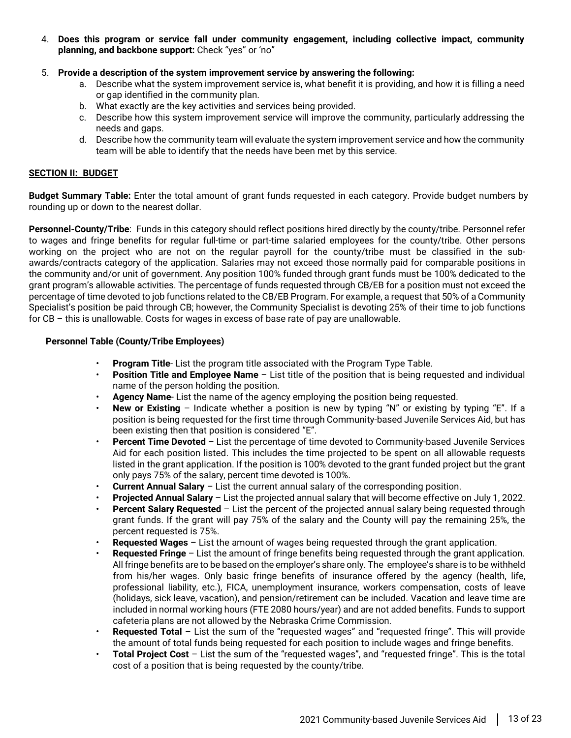4. **Does this program or service fall under community engagement, including collective impact, community planning, and backbone support:** Check "yes" or 'no"

5. **Provide a description of the system improvement service by answering the following:**
   a. Describe what the system improvement service is, what benefit it is providing, and how it is filling a need or gap identified in the community plan.
   b. What exactly are the key activities and services being provided.
   c. Describe how this system improvement service will improve the community, particularly addressing the needs and gaps.
   d. Describe how the community team will evaluate the system improvement service and how the community team will be able to identify that the needs have been met by this service.

## SECTION II: BUDGET

**Budget Summary Table:** Enter the total amount of grant funds requested in each category. Provide budget numbers by rounding up or down to the nearest dollar.

**Personnel-County/Tribe**: Funds in this category should reflect positions hired directly by the county/tribe. Personnel refer to wages and fringe benefits for regular full-time or part-time salaried employees for the county/tribe. Other persons working on the project who are not on the regular payroll for the county/tribe must be classified in the sub-awards/contracts category of the application. Salaries may not exceed those normally paid for comparable positions in the community and/or unit of government. Any position 100% funded through grant funds must be 100% dedicated to the grant program's allowable activities. The percentage of funds requested through CB/EB for a position must not exceed the percentage of time devoted to job functions related to the CB/EB Program. For example, a request that 50% of a Community Specialist's position be paid through CB; however, the Community Specialist is devoting 25% of their time to job functions for CB – this is unallowable. Costs for wages in excess of base rate of pay are unallowable.

### Personnel Table (County/Tribe Employees)

- **Program Title**- List the program title associated with the Program Type Table.
- **Position Title and Employee Name** – List title of the position that is being requested and individual name of the person holding the position.
- **Agency Name**- List the name of the agency employing the position being requested.
- **New or Existing** – Indicate whether a position is new by typing "N" or existing by typing "E". If a position is being requested for the first time through Community-based Juvenile Services Aid, but has been existing then that position is considered "E".
- **Percent Time Devoted** – List the percentage of time devoted to Community-based Juvenile Services Aid for each position listed. This includes the time projected to be spent on all allowable requests listed in the grant application. If the position is 100% devoted to the grant funded project but the grant only pays 75% of the salary, percent time devoted is 100%.
- **Current Annual Salary** – List the current annual salary of the corresponding position.
- **Projected Annual Salary** – List the projected annual salary that will become effective on July 1, 2022.
- **Percent Salary Requested** – List the percent of the projected annual salary being requested through grant funds. If the grant will pay 75% of the salary and the County will pay the remaining 25%, the percent requested is 75%.
- **Requested Wages** – List the amount of wages being requested through the grant application.
- **Requested Fringe** – List the amount of fringe benefits being requested through the grant application. All fringe benefits are to be based on the employer's share only. The employee's share is to be withheld from his/her wages. Only basic fringe benefits of insurance offered by the agency (health, life, professional liability, etc.), FICA, unemployment insurance, workers compensation, costs of leave (holidays, sick leave, vacation), and pension/retirement can be included. Vacation and leave time are included in normal working hours (FTE 2080 hours/year) and are not added benefits. Funds to support cafeteria plans are not allowed by the Nebraska Crime Commission.
- **Requested Total** – List the sum of the "requested wages" and "requested fringe". This will provide the amount of total funds being requested for each position to include wages and fringe benefits.
- **Total Project Cost** – List the sum of the "requested wages", and "requested fringe". This is the total cost of a position that is being requested by the county/tribe.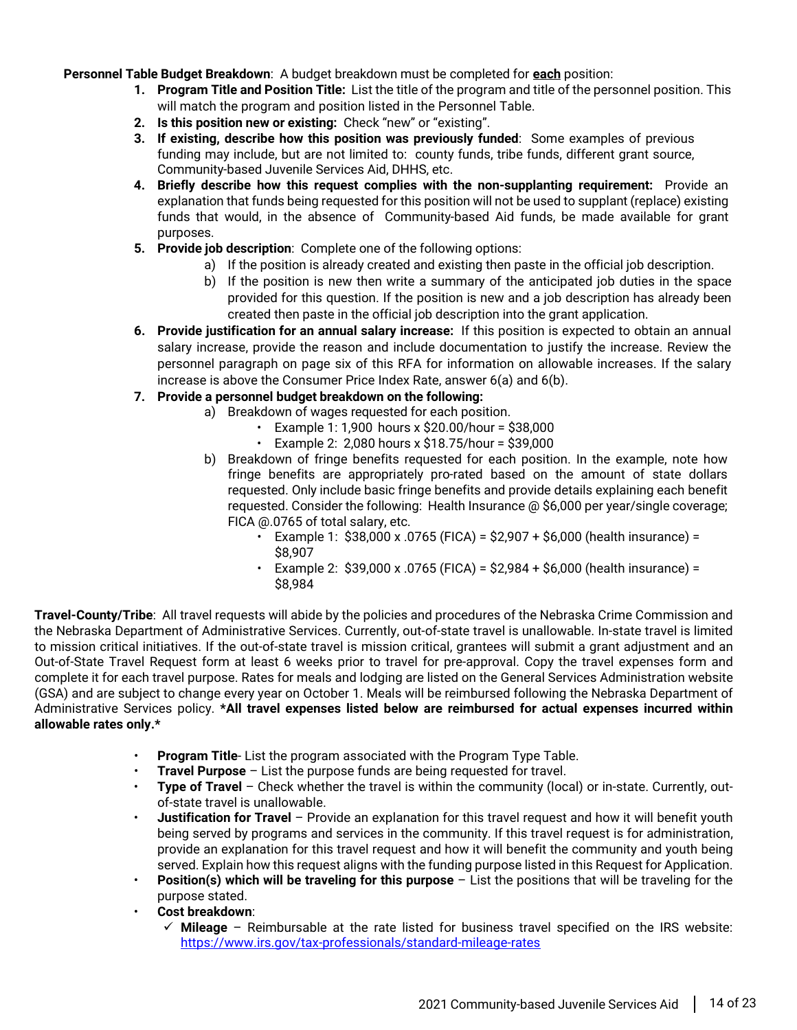**Personnel Table Budget Breakdown**: A budget breakdown must be completed for **each** position:

1. **Program Title and Position Title:** List the title of the program and title of the personnel position. This will match the program and position listed in the Personnel Table.
2. **Is this position new or existing:** Check "new" or "existing".
3. **If existing, describe how this position was previously funded**: Some examples of previous funding may include, but are not limited to: county funds, tribe funds, different grant source, Community-based Juvenile Services Aid, DHHS, etc.
4. **Briefly describe how this request complies with the non-supplanting requirement:** Provide an explanation that funds being requested for this position will not be used to supplant (replace) existing funds that would, in the absence of Community-based Aid funds, be made available for grant purposes.
5. **Provide job description**: Complete one of the following options:
   a) If the position is already created and existing then paste in the official job description.
   b) If the position is new then write a summary of the anticipated job duties in the space provided for this question. If the position is new and a job description has already been created then paste in the official job description into the grant application.
6. **Provide justification for an annual salary increase:** If this position is expected to obtain an annual salary increase, provide the reason and include documentation to justify the increase. Review the personnel paragraph on page six of this RFA for information on allowable increases. If the salary increase is above the Consumer Price Index Rate, answer 6(a) and 6(b).
7. **Provide a personnel budget breakdown on the following:**
   a) Breakdown of wages requested for each position.
      - Example 1: 1,900 hours x $20.00/hour = $38,000
      - Example 2: 2,080 hours x $18.75/hour = $39,000
   b) Breakdown of fringe benefits requested for each position. In the example, note how fringe benefits are appropriately pro-rated based on the amount of state dollars requested. Only include basic fringe benefits and provide details explaining each benefit requested. Consider the following: Health Insurance @ $6,000 per year/single coverage; FICA @.0765 of total salary, etc.
      - Example 1: $38,000 x .0765 (FICA) = $2,907 + $6,000 (health insurance) = $8,907
      - Example 2: $39,000 x .0765 (FICA) = $2,984 + $6,000 (health insurance) = $8,984

**Travel-County/Tribe**: All travel requests will abide by the policies and procedures of the Nebraska Crime Commission and the Nebraska Department of Administrative Services. Currently, out-of-state travel is unallowable. In-state travel is limited to mission critical initiatives. If the out-of-state travel is mission critical, grantees will submit a grant adjustment and an Out-of-State Travel Request form at least 6 weeks prior to travel for pre-approval. Copy the travel expenses form and complete it for each travel purpose. Rates for meals and lodging are listed on the General Services Administration website (GSA) and are subject to change every year on October 1. Meals will be reimbursed following the Nebraska Department of Administrative Services policy. ***All travel expenses listed below are reimbursed for actual expenses incurred within allowable rates only.***

- **Program Title**- List the program associated with the Program Type Table.
- **Travel Purpose** – List the purpose funds are being requested for travel.
- **Type of Travel** – Check whether the travel is within the community (local) or in-state. Currently, out-of-state travel is unallowable.
- **Justification for Travel** – Provide an explanation for this travel request and how it will benefit youth being served by programs and services in the community. If this travel request is for administration, provide an explanation for this travel request and how it will benefit the community and youth being served. Explain how this request aligns with the funding purpose listed in this Request for Application.
- **Position(s) which will be traveling for this purpose** – List the positions that will be traveling for the purpose stated.
- **Cost breakdown**:
  - ✓ **Mileage** – Reimbursable at the rate listed for business travel specified on the IRS website: https://www.irs.gov/tax-professionals/standard-mileage-rates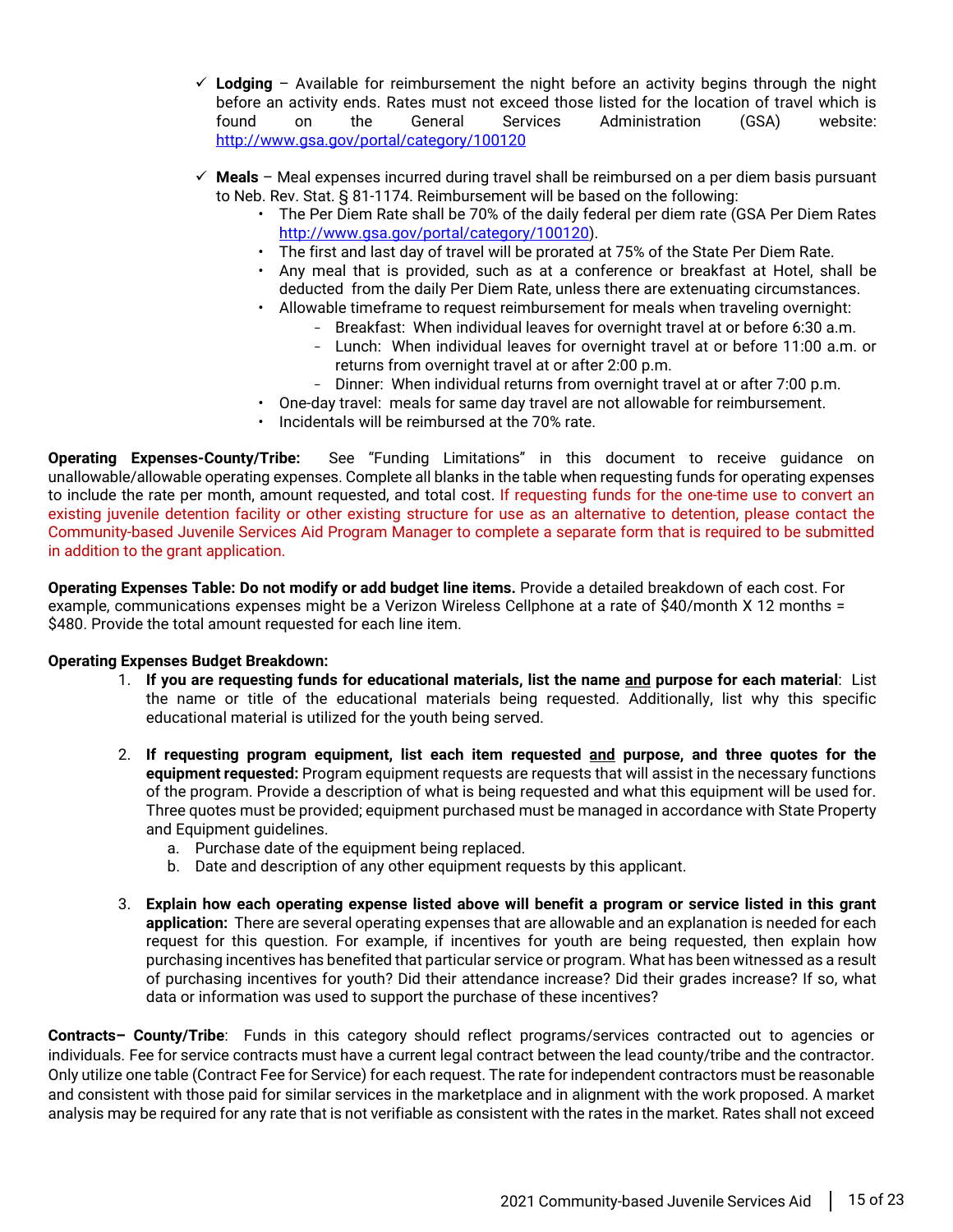- ✓ **Lodging** – Available for reimbursement the night before an activity begins through the night before an activity ends. Rates must not exceed those listed for the location of travel which is found on the General Services Administration (GSA) website: http://www.gsa.gov/portal/category/100120

- ✓ **Meals** – Meal expenses incurred during travel shall be reimbursed on a per diem basis pursuant to Neb. Rev. Stat. § 81-1174. Reimbursement will be based on the following:
  - The Per Diem Rate shall be 70% of the daily federal per diem rate (GSA Per Diem Rates http://www.gsa.gov/portal/category/100120).
  - The first and last day of travel will be prorated at 75% of the State Per Diem Rate.
  - Any meal that is provided, such as at a conference or breakfast at Hotel, shall be deducted from the daily Per Diem Rate, unless there are extenuating circumstances.
  - Allowable timeframe to request reimbursement for meals when traveling overnight:
    - Breakfast: When individual leaves for overnight travel at or before 6:30 a.m.
    - Lunch: When individual leaves for overnight travel at or before 11:00 a.m. or returns from overnight travel at or after 2:00 p.m.
    - Dinner: When individual returns from overnight travel at or after 7:00 p.m.
  - One-day travel: meals for same day travel are not allowable for reimbursement.
  - Incidentals will be reimbursed at the 70% rate.

**Operating Expenses-County/Tribe:** See "Funding Limitations" in this document to receive guidance on unallowable/allowable operating expenses. Complete all blanks in the table when requesting funds for operating expenses to include the rate per month, amount requested, and total cost. If requesting funds for the one-time use to convert an existing juvenile detention facility or other existing structure for use as an alternative to detention, please contact the Community-based Juvenile Services Aid Program Manager to complete a separate form that is required to be submitted in addition to the grant application.

**Operating Expenses Table: Do not modify or add budget line items.** Provide a detailed breakdown of each cost. For example, communications expenses might be a Verizon Wireless Cellphone at a rate of $40/month X 12 months = $480. Provide the total amount requested for each line item.

**Operating Expenses Budget Breakdown:**

1. **If you are requesting funds for educational materials, list the name and purpose for each material**: List the name or title of the educational materials being requested. Additionally, list why this specific educational material is utilized for the youth being served.

2. **If requesting program equipment, list each item requested and purpose, and three quotes for the equipment requested:** Program equipment requests are requests that will assist in the necessary functions of the program. Provide a description of what is being requested and what this equipment will be used for. Three quotes must be provided; equipment purchased must be managed in accordance with State Property and Equipment guidelines.
   a. Purchase date of the equipment being replaced.
   b. Date and description of any other equipment requests by this applicant.

3. **Explain how each operating expense listed above will benefit a program or service listed in this grant application:** There are several operating expenses that are allowable and an explanation is needed for each request for this question. For example, if incentives for youth are being requested, then explain how purchasing incentives has benefited that particular service or program. What has been witnessed as a result of purchasing incentives for youth? Did their attendance increase? Did their grades increase? If so, what data or information was used to support the purchase of these incentives?

**Contracts– County/Tribe**: Funds in this category should reflect programs/services contracted out to agencies or individuals. Fee for service contracts must have a current legal contract between the lead county/tribe and the contractor. Only utilize one table (Contract Fee for Service) for each request. The rate for independent contractors must be reasonable and consistent with those paid for similar services in the marketplace and in alignment with the work proposed. A market analysis may be required for any rate that is not verifiable as consistent with the rates in the market. Rates shall not exceed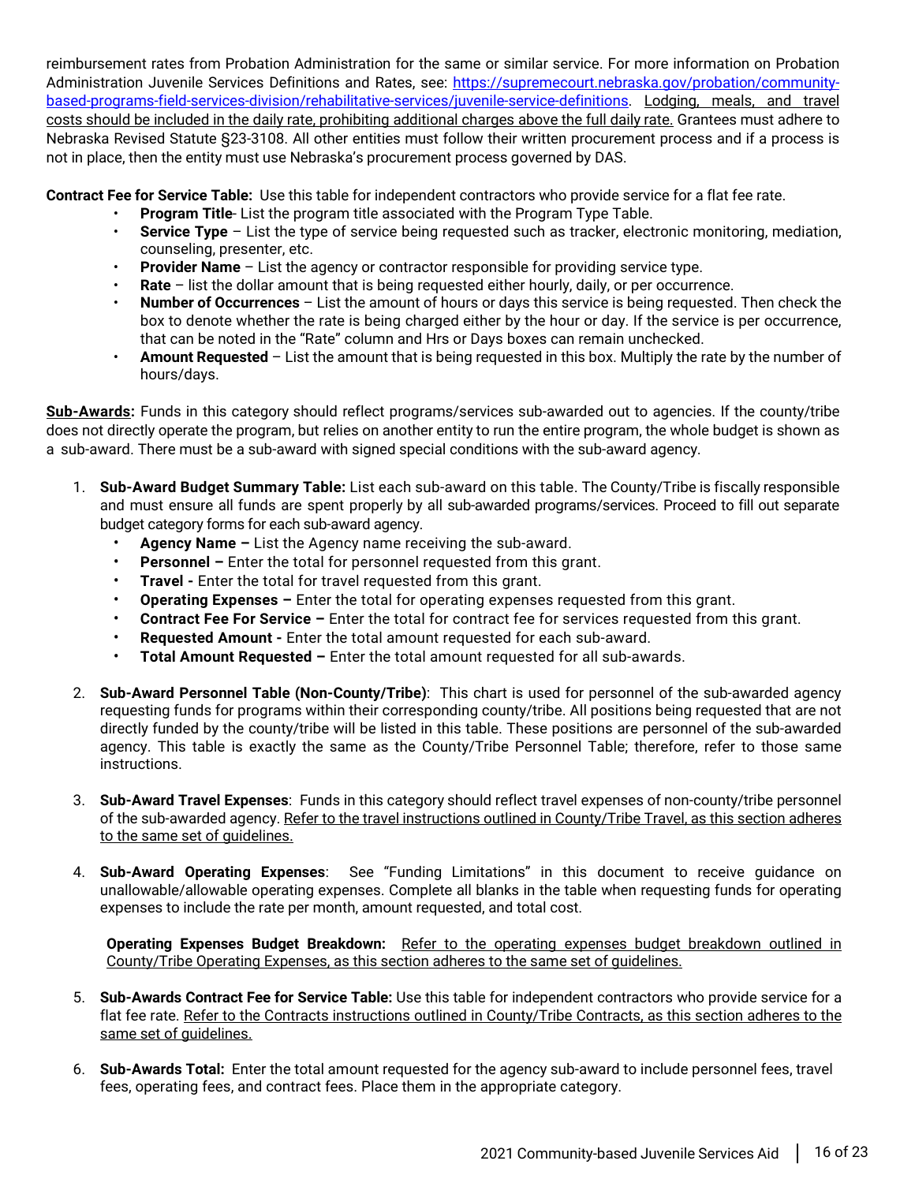reimbursement rates from Probation Administration for the same or similar service. For more information on Probation Administration Juvenile Services Definitions and Rates, see: [https://supremecourt.nebraska.gov/probation/community-based-programs-field-services-division/rehabilitative-services/juvenile-service-definitions](https://supremecourt.nebraska.gov/probation/community-based-programs-field-services-division/rehabilitative-services/juvenile-service-definitions). <u>Lodging, meals, and travel costs should be included in the daily rate, prohibiting additional charges above the full daily rate.</u> Grantees must adhere to Nebraska Revised Statute §23-3108. All other entities must follow their written procurement process and if a process is not in place, then the entity must use Nebraska's procurement process governed by DAS.

**Contract Fee for Service Table:** Use this table for independent contractors who provide service for a flat fee rate.

- **Program Title**- List the program title associated with the Program Type Table.
- **Service Type** – List the type of service being requested such as tracker, electronic monitoring, mediation, counseling, presenter, etc.
- **Provider Name** – List the agency or contractor responsible for providing service type.
- **Rate** – list the dollar amount that is being requested either hourly, daily, or per occurrence.
- **Number of Occurrences** – List the amount of hours or days this service is being requested. Then check the box to denote whether the rate is being charged either by the hour or day. If the service is per occurrence, that can be noted in the "Rate" column and Hrs or Days boxes can remain unchecked.
- **Amount Requested** – List the amount that is being requested in this box. Multiply the rate by the number of hours/days.

**<u>Sub-Awards</u>:** Funds in this category should reflect programs/services sub-awarded out to agencies. If the county/tribe does not directly operate the program, but relies on another entity to run the entire program, the whole budget is shown as a sub-award. There must be a sub-award with signed special conditions with the sub-award agency.

1. **Sub-Award Budget Summary Table:** List each sub-award on this table. The County/Tribe is fiscally responsible and must ensure all funds are spent properly by all sub-awarded programs/services. Proceed to fill out separate budget category forms for each sub-award agency.
   - **Agency Name –** List the Agency name receiving the sub-award.
   - **Personnel –** Enter the total for personnel requested from this grant.
   - **Travel -** Enter the total for travel requested from this grant.
   - **Operating Expenses –** Enter the total for operating expenses requested from this grant.
   - **Contract Fee For Service –** Enter the total for contract fee for services requested from this grant.
   - **Requested Amount -** Enter the total amount requested for each sub-award.
   - **Total Amount Requested –** Enter the total amount requested for all sub-awards.

2. **Sub-Award Personnel Table (Non-County/Tribe)**: This chart is used for personnel of the sub-awarded agency requesting funds for programs within their corresponding county/tribe. All positions being requested that are not directly funded by the county/tribe will be listed in this table. These positions are personnel of the sub-awarded agency. This table is exactly the same as the County/Tribe Personnel Table; therefore, refer to those same instructions.

3. **Sub-Award Travel Expenses**: Funds in this category should reflect travel expenses of non-county/tribe personnel of the sub-awarded agency. <u>Refer to the travel instructions outlined in County/Tribe Travel, as this section adheres to the same set of guidelines.</u>

4. **Sub-Award Operating Expenses**: See "Funding Limitations" in this document to receive guidance on unallowable/allowable operating expenses. Complete all blanks in the table when requesting funds for operating expenses to include the rate per month, amount requested, and total cost.

   **Operating Expenses Budget Breakdown:** <u>Refer to the operating expenses budget breakdown outlined in County/Tribe Operating Expenses, as this section adheres to the same set of guidelines.</u>

5. **Sub-Awards Contract Fee for Service Table:** Use this table for independent contractors who provide service for a flat fee rate. <u>Refer to the Contracts instructions outlined in County/Tribe Contracts, as this section adheres to the same set of guidelines.</u>

6. **Sub-Awards Total:** Enter the total amount requested for the agency sub-award to include personnel fees, travel fees, operating fees, and contract fees. Place them in the appropriate category.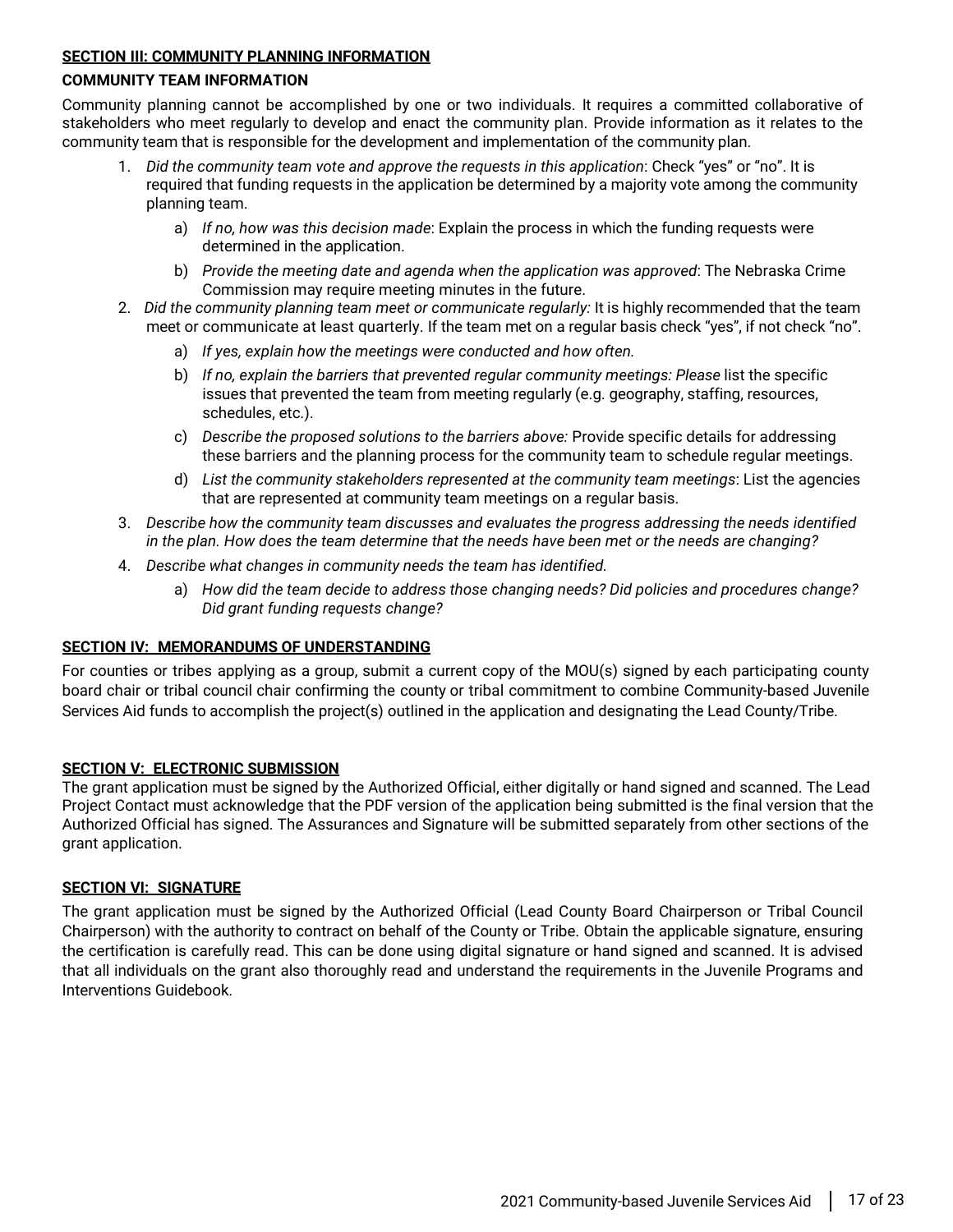**SECTION III: COMMUNITY PLANNING INFORMATION**

**COMMUNITY TEAM INFORMATION**

Community planning cannot be accomplished by one or two individuals. It requires a committed collaborative of stakeholders who meet regularly to develop and enact the community plan. Provide information as it relates to the community team that is responsible for the development and implementation of the community plan.

1. *Did the community team vote and approve the requests in this application*: Check "yes" or "no". It is required that funding requests in the application be determined by a majority vote among the community planning team.
   a) *If no, how was this decision made*: Explain the process in which the funding requests were determined in the application.
   b) *Provide the meeting date and agenda when the application was approved*: The Nebraska Crime Commission may require meeting minutes in the future.
2. *Did the community planning team meet or communicate regularly:* It is highly recommended that the team meet or communicate at least quarterly. If the team met on a regular basis check "yes", if not check "no".
   a) *If yes, explain how the meetings were conducted and how often.*
   b) *If no, explain the barriers that prevented regular community meetings: Please* list the specific issues that prevented the team from meeting regularly (e.g. geography, staffing, resources, schedules, etc.).
   c) *Describe the proposed solutions to the barriers above:* Provide specific details for addressing these barriers and the planning process for the community team to schedule regular meetings.
   d) *List the community stakeholders represented at the community team meetings*: List the agencies that are represented at community team meetings on a regular basis.
3. *Describe how the community team discusses and evaluates the progress addressing the needs identified in the plan. How does the team determine that the needs have been met or the needs are changing?*
4. *Describe what changes in community needs the team has identified.*
   a) *How did the team decide to address those changing needs? Did policies and procedures change? Did grant funding requests change?*

**SECTION IV: MEMORANDUMS OF UNDERSTANDING**

For counties or tribes applying as a group, submit a current copy of the MOU(s) signed by each participating county board chair or tribal council chair confirming the county or tribal commitment to combine Community-based Juvenile Services Aid funds to accomplish the project(s) outlined in the application and designating the Lead County/Tribe.

**SECTION V: ELECTRONIC SUBMISSION**

The grant application must be signed by the Authorized Official, either digitally or hand signed and scanned. The Lead Project Contact must acknowledge that the PDF version of the application being submitted is the final version that the Authorized Official has signed. The Assurances and Signature will be submitted separately from other sections of the grant application.

**SECTION VI: SIGNATURE**

The grant application must be signed by the Authorized Official (Lead County Board Chairperson or Tribal Council Chairperson) with the authority to contract on behalf of the County or Tribe. Obtain the applicable signature, ensuring the certification is carefully read. This can be done using digital signature or hand signed and scanned. It is advised that all individuals on the grant also thoroughly read and understand the requirements in the Juvenile Programs and Interventions Guidebook.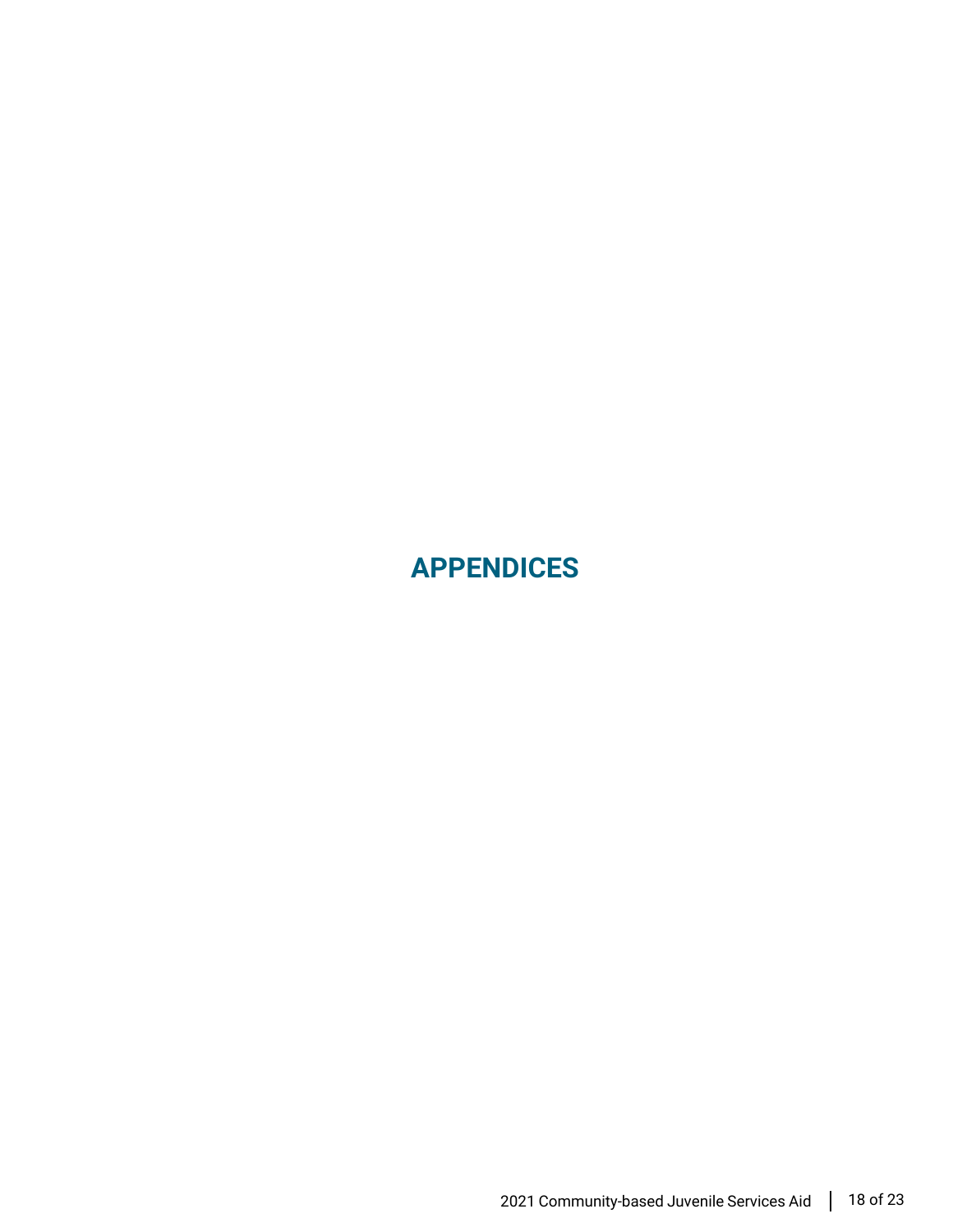# APPENDICES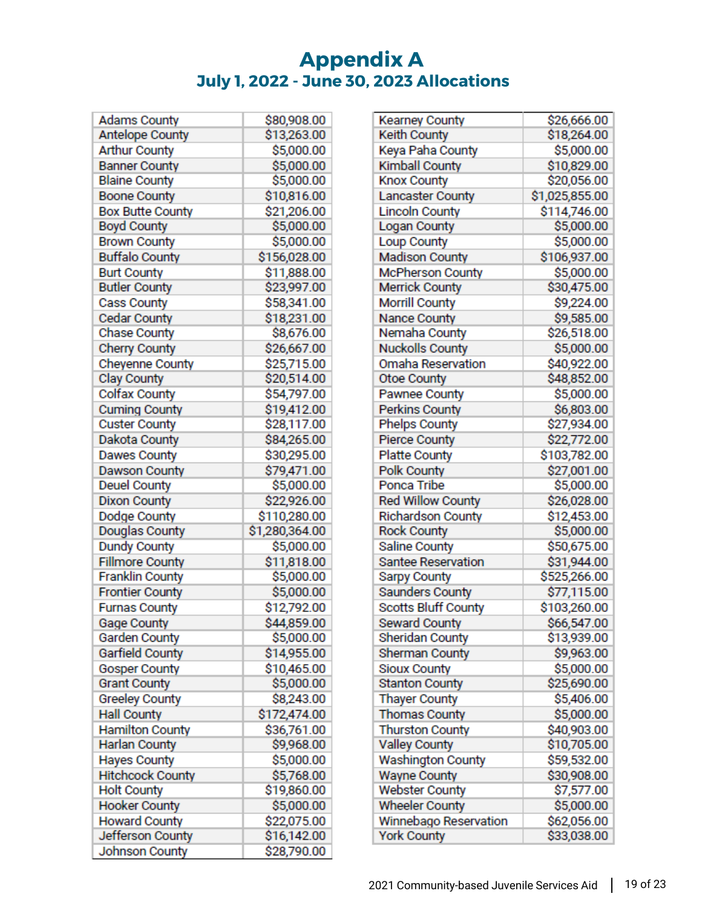# Appendix A

## July 1, 2022 - June 30, 2023 Allocations

| County | Allocation |
|---|---|
| Adams County | $80,908.00 |
| Antelope County | $13,263.00 |
| Arthur County | $5,000.00 |
| Banner County | $5,000.00 |
| Blaine County | $5,000.00 |
| Boone County | $10,816.00 |
| Box Butte County | $21,206.00 |
| Boyd County | $5,000.00 |
| Brown County | $5,000.00 |
| Buffalo County | $156,028.00 |
| Burt County | $11,888.00 |
| Butler County | $23,997.00 |
| Cass County | $58,341.00 |
| Cedar County | $18,231.00 |
| Chase County | $8,676.00 |
| Cherry County | $26,667.00 |
| Cheyenne County | $25,715.00 |
| Clay County | $20,514.00 |
| Colfax County | $54,797.00 |
| Cuming County | $19,412.00 |
| Custer County | $28,117.00 |
| Dakota County | $84,265.00 |
| Dawes County | $30,295.00 |
| Dawson County | $79,471.00 |
| Deuel County | $5,000.00 |
| Dixon County | $22,926.00 |
| Dodge County | $110,280.00 |
| Douglas County | $1,280,364.00 |
| Dundy County | $5,000.00 |
| Fillmore County | $11,818.00 |
| Franklin County | $5,000.00 |
| Frontier County | $5,000.00 |
| Furnas County | $12,792.00 |
| Gage County | $44,859.00 |
| Garden County | $5,000.00 |
| Garfield County | $14,955.00 |
| Gosper County | $10,465.00 |
| Grant County | $5,000.00 |
| Greeley County | $8,243.00 |
| Hall County | $172,474.00 |
| Hamilton County | $36,761.00 |
| Harlan County | $9,968.00 |
| Hayes County | $5,000.00 |
| Hitchcock County | $5,768.00 |
| Holt County | $19,860.00 |
| Hooker County | $5,000.00 |
| Howard County | $22,075.00 |
| Jefferson County | $16,142.00 |
| Johnson County | $28,790.00 |
| Kearney County | $26,666.00 |
| Keith County | $18,264.00 |
| Keya Paha County | $5,000.00 |
| Kimball County | $10,829.00 |
| Knox County | $20,056.00 |
| Lancaster County | $1,025,855.00 |
| Lincoln County | $114,746.00 |
| Logan County | $5,000.00 |
| Loup County | $5,000.00 |
| Madison County | $106,937.00 |
| McPherson County | $5,000.00 |
| Merrick County | $30,475.00 |
| Morrill County | $9,224.00 |
| Nance County | $9,585.00 |
| Nemaha County | $26,518.00 |
| Nuckolls County | $5,000.00 |
| Omaha Reservation | $40,922.00 |
| Otoe County | $48,852.00 |
| Pawnee County | $5,000.00 |
| Perkins County | $6,803.00 |
| Phelps County | $27,934.00 |
| Pierce County | $22,772.00 |
| Platte County | $103,782.00 |
| Polk County | $27,001.00 |
| Ponca Tribe | $5,000.00 |
| Red Willow County | $26,028.00 |
| Richardson County | $12,453.00 |
| Rock County | $5,000.00 |
| Saline County | $50,675.00 |
| Santee Reservation | $31,944.00 |
| Sarpy County | $525,266.00 |
| Saunders County | $77,115.00 |
| Scotts Bluff County | $103,260.00 |
| Seward County | $66,547.00 |
| Sheridan County | $13,939.00 |
| Sherman County | $9,963.00 |
| Sioux County | $5,000.00 |
| Stanton County | $25,690.00 |
| Thayer County | $5,406.00 |
| Thomas County | $5,000.00 |
| Thurston County | $40,903.00 |
| Valley County | $10,705.00 |
| Washington County | $59,532.00 |
| Wayne County | $30,908.00 |
| Webster County | $7,577.00 |
| Wheeler County | $5,000.00 |
| Winnebago Reservation | $62,056.00 |
| York County | $33,038.00 |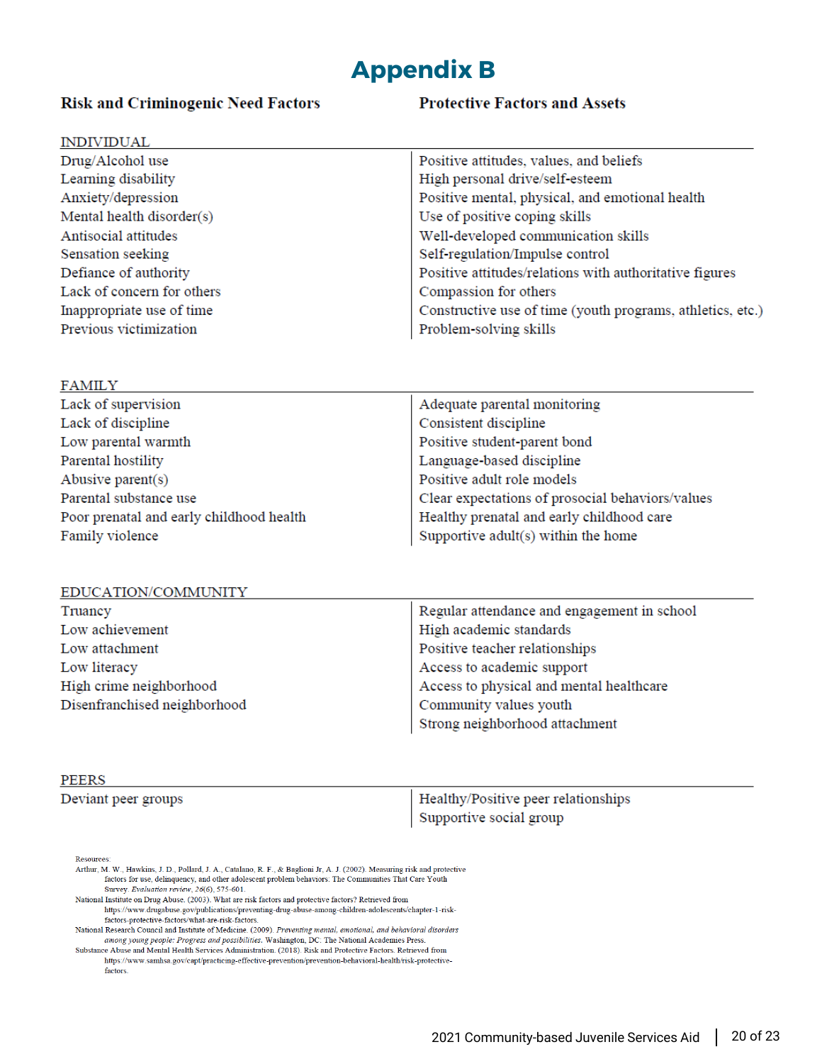# Appendix B

| Risk and Criminogenic Need Factors | Protective Factors and Assets |
|---|---|
| **INDIVIDUAL** | |
| Drug/Alcohol use | Positive attitudes, values, and beliefs |
| Learning disability | High personal drive/self-esteem |
| Anxiety/depression | Positive mental, physical, and emotional health |
| Mental health disorder(s) | Use of positive coping skills |
| Antisocial attitudes | Well-developed communication skills |
| Sensation seeking | Self-regulation/Impulse control |
| Defiance of authority | Positive attitudes/relations with authoritative figures |
| Lack of concern for others | Compassion for others |
| Inappropriate use of time | Constructive use of time (youth programs, athletics, etc.) |
| Previous victimization | Problem-solving skills |
| **FAMILY** | |
| Lack of supervision | Adequate parental monitoring |
| Lack of discipline | Consistent discipline |
| Low parental warmth | Positive student-parent bond |
| Parental hostility | Language-based discipline |
| Abusive parent(s) | Positive adult role models |
| Parental substance use | Clear expectations of prosocial behaviors/values |
| Poor prenatal and early childhood health | Healthy prenatal and early childhood care |
| Family violence | Supportive adult(s) within the home |
| **EDUCATION/COMMUNITY** | |
| Truancy | Regular attendance and engagement in school |
| Low achievement | High academic standards |
| Low attachment | Positive teacher relationships |
| Low literacy | Access to academic support |
| High crime neighborhood | Access to physical and mental healthcare |
| Disenfranchised neighborhood | Community values youth |
| | Strong neighborhood attachment |
| **PEERS** | |
| Deviant peer groups | Healthy/Positive peer relationships |
| | Supportive social group |

Resources:

Arthur, M. W., Hawkins, J. D., Pollard, J. A., Catalano, R. F., & Baglioni Jr, A. J. (2002). Measuring risk and protective factors for use, delinquency, and other adolescent problem behaviors: The Communities That Care Youth Survey. *Evaluation review, 26*(6), 575-601.

National Institute on Drug Abuse. (2003). What are risk factors and protective factors? Retrieved from https://www.drugabuse.gov/publications/preventing-drug-abuse-among-children-adolescents/chapter-1-risk-factors-protective-factors/what-are-risk-factors.

National Research Council and Institute of Medicine. (2009). *Preventing mental, emotional, and behavioral disorders among young people: Progress and possibilities.* Washington, DC: The National Academies Press.

Substance Abuse and Mental Health Services Administration. (2018). Risk and Protective Factors. Retrieved from https://www.samhsa.gov/capt/practicing-effective-prevention/prevention-behavioral-health/risk-protective-factors.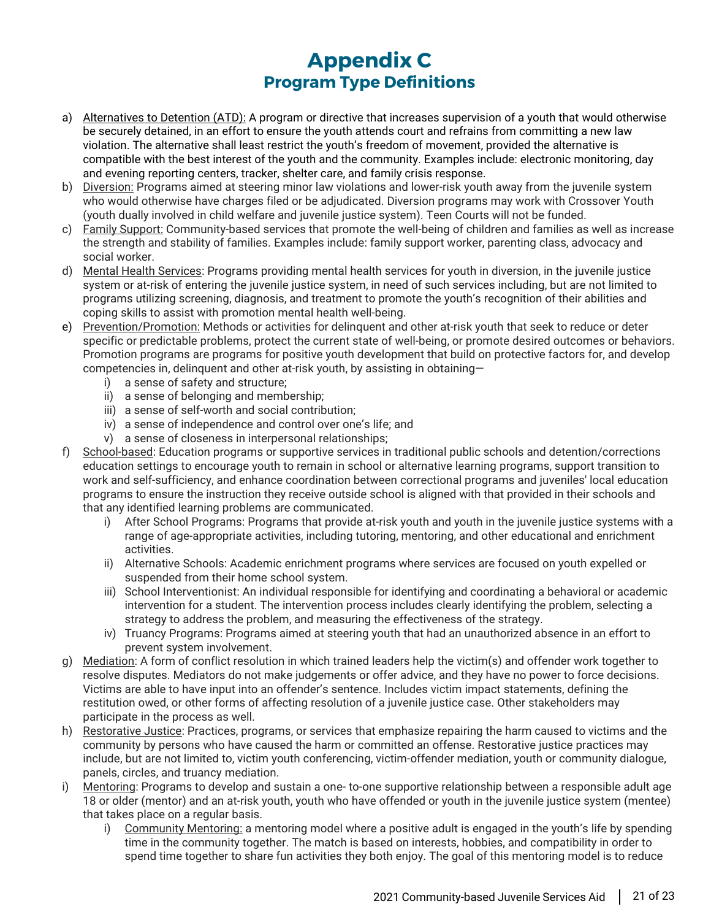# Appendix C
## Program Type Definitions

a) Alternatives to Detention (ATD): A program or directive that increases supervision of a youth that would otherwise be securely detained, in an effort to ensure the youth attends court and refrains from committing a new law violation. The alternative shall least restrict the youth's freedom of movement, provided the alternative is compatible with the best interest of the youth and the community. Examples include: electronic monitoring, day and evening reporting centers, tracker, shelter care, and family crisis response.

b) Diversion: Programs aimed at steering minor law violations and lower-risk youth away from the juvenile system who would otherwise have charges filed or be adjudicated. Diversion programs may work with Crossover Youth (youth dually involved in child welfare and juvenile justice system). Teen Courts will not be funded.

c) Family Support: Community-based services that promote the well-being of children and families as well as increase the strength and stability of families. Examples include: family support worker, parenting class, advocacy and social worker.

d) Mental Health Services: Programs providing mental health services for youth in diversion, in the juvenile justice system or at-risk of entering the juvenile justice system, in need of such services including, but are not limited to programs utilizing screening, diagnosis, and treatment to promote the youth's recognition of their abilities and coping skills to assist with promotion mental health well-being.

e) Prevention/Promotion: Methods or activities for delinquent and other at-risk youth that seek to reduce or deter specific or predictable problems, protect the current state of well-being, or promote desired outcomes or behaviors. Promotion programs are programs for positive youth development that build on protective factors for, and develop competencies in, delinquent and other at-risk youth, by assisting in obtaining—
   i) a sense of safety and structure;
   ii) a sense of belonging and membership;
   iii) a sense of self-worth and social contribution;
   iv) a sense of independence and control over one's life; and
   v) a sense of closeness in interpersonal relationships;

f) School-based: Education programs or supportive services in traditional public schools and detention/corrections education settings to encourage youth to remain in school or alternative learning programs, support transition to work and self-sufficiency, and enhance coordination between correctional programs and juveniles' local education programs to ensure the instruction they receive outside school is aligned with that provided in their schools and that any identified learning problems are communicated.
   i) After School Programs: Programs that provide at-risk youth and youth in the juvenile justice systems with a range of age-appropriate activities, including tutoring, mentoring, and other educational and enrichment activities.
   ii) Alternative Schools: Academic enrichment programs where services are focused on youth expelled or suspended from their home school system.
   iii) School Interventionist: An individual responsible for identifying and coordinating a behavioral or academic intervention for a student. The intervention process includes clearly identifying the problem, selecting a strategy to address the problem, and measuring the effectiveness of the strategy.
   iv) Truancy Programs: Programs aimed at steering youth that had an unauthorized absence in an effort to prevent system involvement.

g) Mediation: A form of conflict resolution in which trained leaders help the victim(s) and offender work together to resolve disputes. Mediators do not make judgements or offer advice, and they have no power to force decisions. Victims are able to have input into an offender's sentence. Includes victim impact statements, defining the restitution owed, or other forms of affecting resolution of a juvenile justice case. Other stakeholders may participate in the process as well.

h) Restorative Justice: Practices, programs, or services that emphasize repairing the harm caused to victims and the community by persons who have caused the harm or committed an offense. Restorative justice practices may include, but are not limited to, victim youth conferencing, victim-offender mediation, youth or community dialogue, panels, circles, and truancy mediation.

i) Mentoring: Programs to develop and sustain a one- to-one supportive relationship between a responsible adult age 18 or older (mentor) and an at-risk youth, youth who have offended or youth in the juvenile justice system (mentee) that takes place on a regular basis.
   i) Community Mentoring: a mentoring model where a positive adult is engaged in the youth's life by spending time in the community together. The match is based on interests, hobbies, and compatibility in order to spend time together to share fun activities they both enjoy. The goal of this mentoring model is to reduce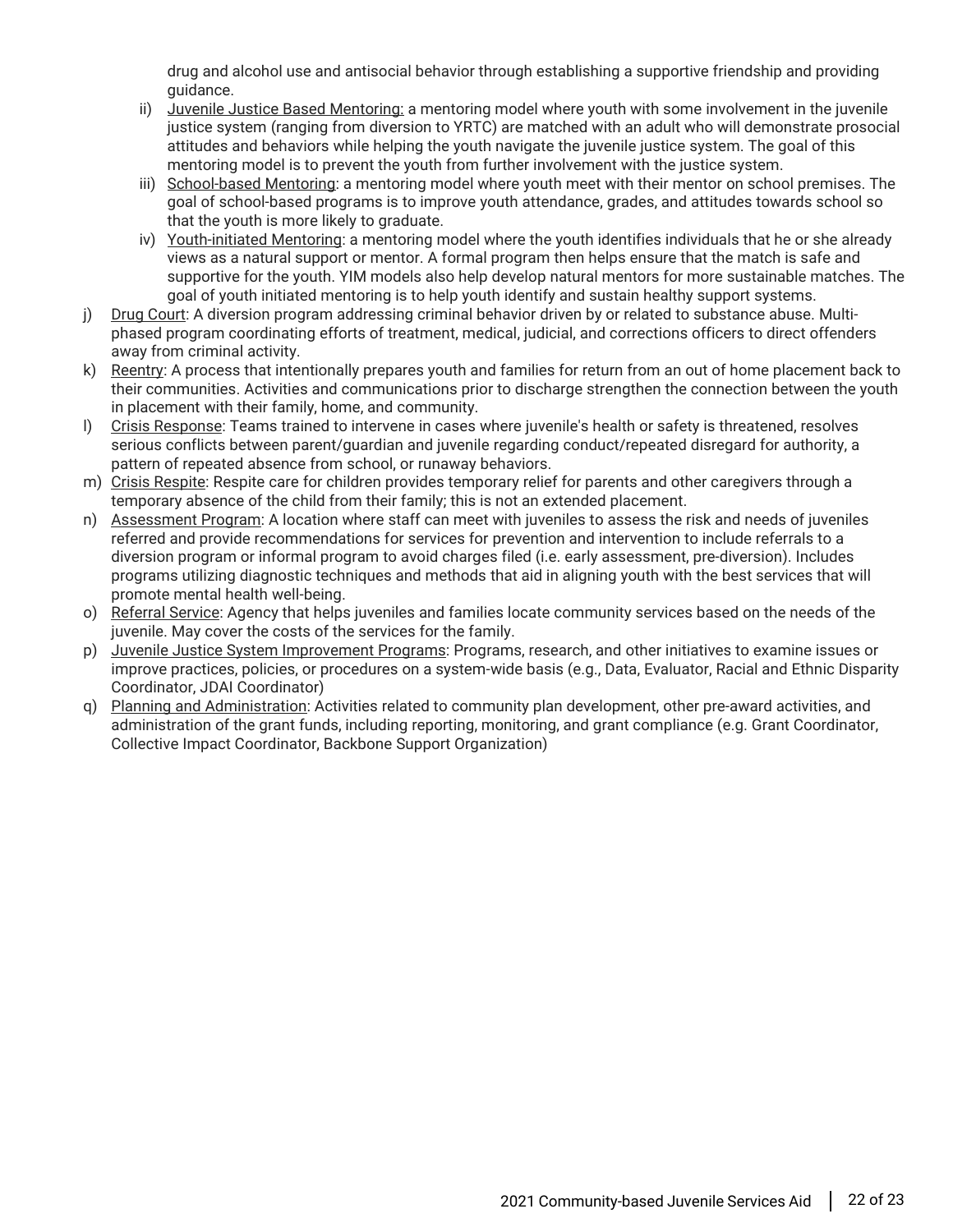drug and alcohol use and antisocial behavior through establishing a supportive friendship and providing guidance.

ii) Juvenile Justice Based Mentoring: a mentoring model where youth with some involvement in the juvenile justice system (ranging from diversion to YRTC) are matched with an adult who will demonstrate prosocial attitudes and behaviors while helping the youth navigate the juvenile justice system. The goal of this mentoring model is to prevent the youth from further involvement with the justice system.

iii) School-based Mentoring: a mentoring model where youth meet with their mentor on school premises. The goal of school-based programs is to improve youth attendance, grades, and attitudes towards school so that the youth is more likely to graduate.

iv) Youth-initiated Mentoring: a mentoring model where the youth identifies individuals that he or she already views as a natural support or mentor. A formal program then helps ensure that the match is safe and supportive for the youth. YIM models also help develop natural mentors for more sustainable matches. The goal of youth initiated mentoring is to help youth identify and sustain healthy support systems.

j) Drug Court: A diversion program addressing criminal behavior driven by or related to substance abuse. Multi-phased program coordinating efforts of treatment, medical, judicial, and corrections officers to direct offenders away from criminal activity.

k) Reentry: A process that intentionally prepares youth and families for return from an out of home placement back to their communities. Activities and communications prior to discharge strengthen the connection between the youth in placement with their family, home, and community.

l) Crisis Response: Teams trained to intervene in cases where juvenile's health or safety is threatened, resolves serious conflicts between parent/guardian and juvenile regarding conduct/repeated disregard for authority, a pattern of repeated absence from school, or runaway behaviors.

m) Crisis Respite: Respite care for children provides temporary relief for parents and other caregivers through a temporary absence of the child from their family; this is not an extended placement.

n) Assessment Program: A location where staff can meet with juveniles to assess the risk and needs of juveniles referred and provide recommendations for services for prevention and intervention to include referrals to a diversion program or informal program to avoid charges filed (i.e. early assessment, pre-diversion). Includes programs utilizing diagnostic techniques and methods that aid in aligning youth with the best services that will promote mental health well-being.

o) Referral Service: Agency that helps juveniles and families locate community services based on the needs of the juvenile. May cover the costs of the services for the family.

p) Juvenile Justice System Improvement Programs: Programs, research, and other initiatives to examine issues or improve practices, policies, or procedures on a system-wide basis (e.g., Data, Evaluator, Racial and Ethnic Disparity Coordinator, JDAI Coordinator)

q) Planning and Administration: Activities related to community plan development, other pre-award activities, and administration of the grant funds, including reporting, monitoring, and grant compliance (e.g. Grant Coordinator, Collective Impact Coordinator, Backbone Support Organization)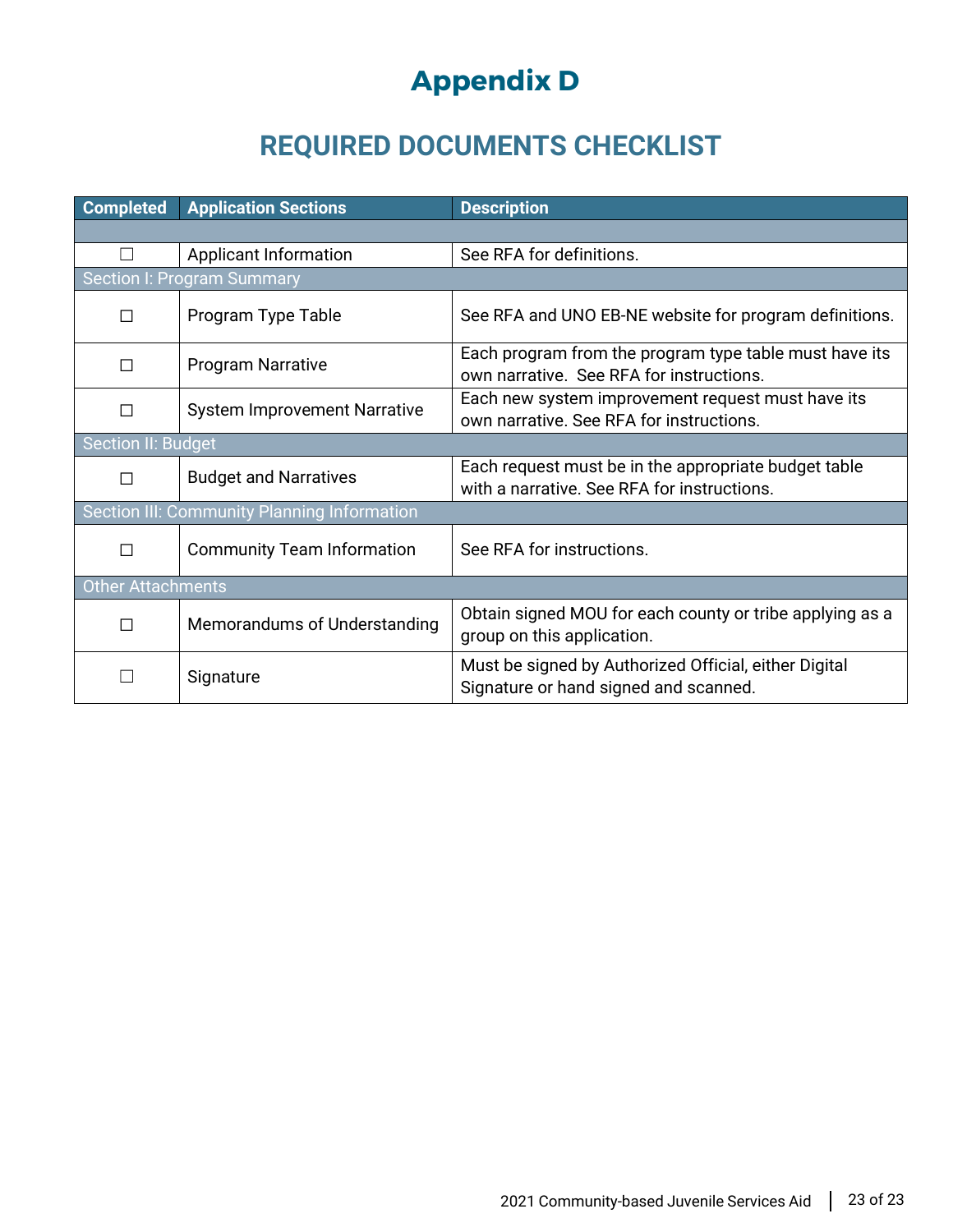# Appendix D

## REQUIRED DOCUMENTS CHECKLIST

| Completed | Application Sections | Description |
|---|---|---|
| | | |
| ☐ | Applicant Information | See RFA for definitions. |
| Section I: Program Summary | | |
| ☐ | Program Type Table | See RFA and UNO EB-NE website for program definitions. |
| ☐ | Program Narrative | Each program from the program type table must have its own narrative. See RFA for instructions. |
| ☐ | System Improvement Narrative | Each new system improvement request must have its own narrative. See RFA for instructions. |
| Section II: Budget | | |
| ☐ | Budget and Narratives | Each request must be in the appropriate budget table with a narrative. See RFA for instructions. |
| Section III: Community Planning Information | | |
| ☐ | Community Team Information | See RFA for instructions. |
| Other Attachments | | |
| ☐ | Memorandums of Understanding | Obtain signed MOU for each county or tribe applying as a group on this application. |
| ☐ | Signature | Must be signed by Authorized Official, either Digital Signature or hand signed and scanned. |